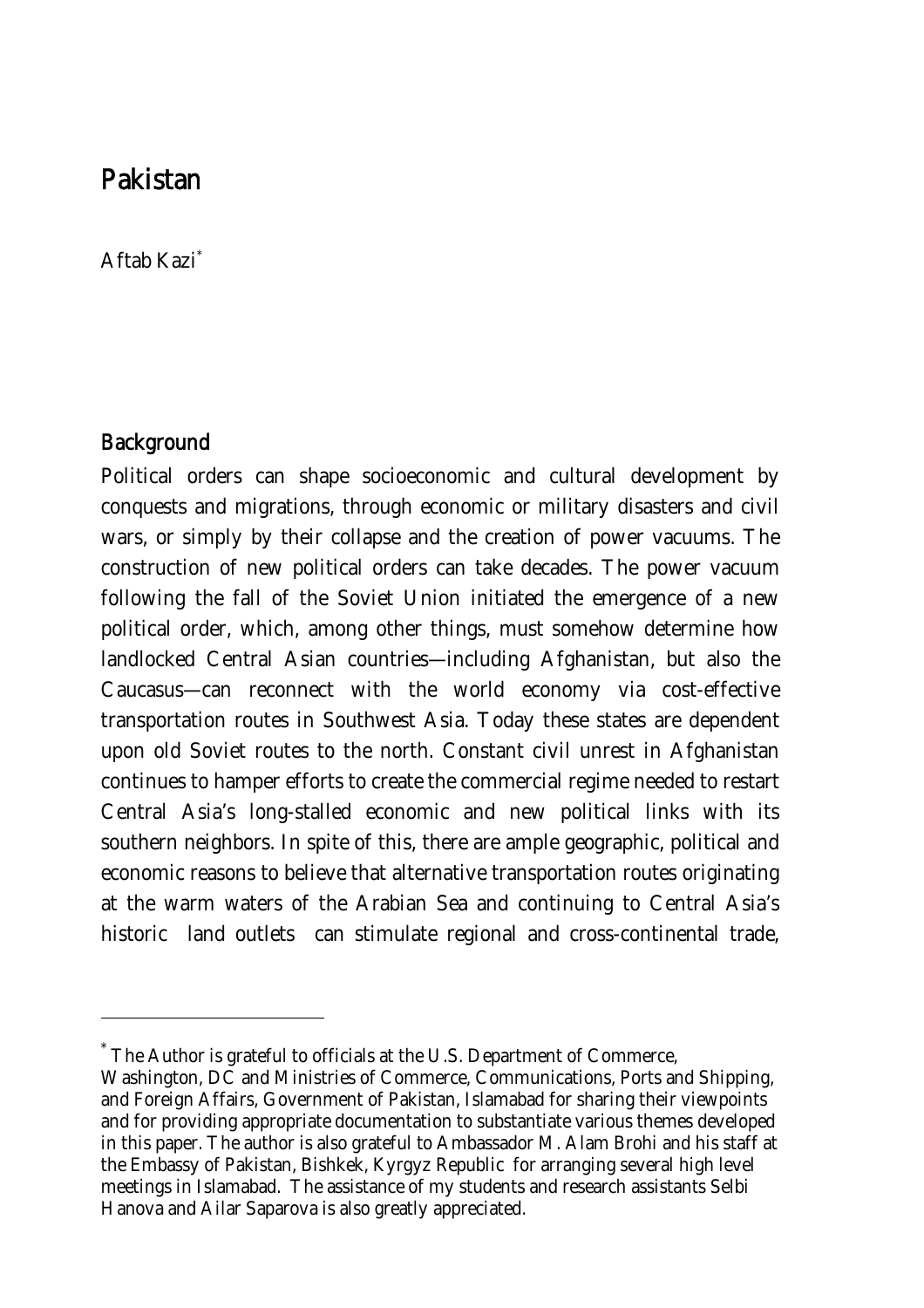# Pakistan

Aftab Kazi[*]

## Background

Political orders can shape socioeconomic and cultural development by conquests and migrations, through economic or military disasters and civil wars, or simply by their collapse and the creation of power vacuums. The construction of new political orders can take decades. The power vacuum following the fall of the Soviet Union initiated the emergence of a new political order, which, among other things, must somehow determine how landlocked Central Asian countries—including Afghanistan, but also the Caucasus—can reconnect with the world economy via cost-effective transportation routes in Southwest Asia. Today these states are dependent upon old Soviet routes to the north. Constant civil unrest in Afghanistan continues to hamper efforts to create the commercial regime needed to restart Central Asia's long-stalled economic and new political links with its southern neighbors. In spite of this, there are ample geographic, political and economic reasons to believe that alternative transportation routes originating at the warm waters of the Arabian Sea and continuing to Central Asia's historic land outlets can stimulate regional and cross-continental trade,

[*] The Author is grateful to officials at the U.S. Department of Commerce, Washington, DC and Ministries of Commerce, Communications, Ports and Shipping, and Foreign Affairs, Government of Pakistan, Islamabad for sharing their viewpoints and for providing appropriate documentation to substantiate various themes developed in this paper. The author is also grateful to Ambassador M. Alam Brohi and his staff at the Embassy of Pakistan, Bishkek, Kyrgyz Republic for arranging several high level meetings in Islamabad. The assistance of my students and research assistants Selbi Hanova and Ailar Saparova is also greatly appreciated.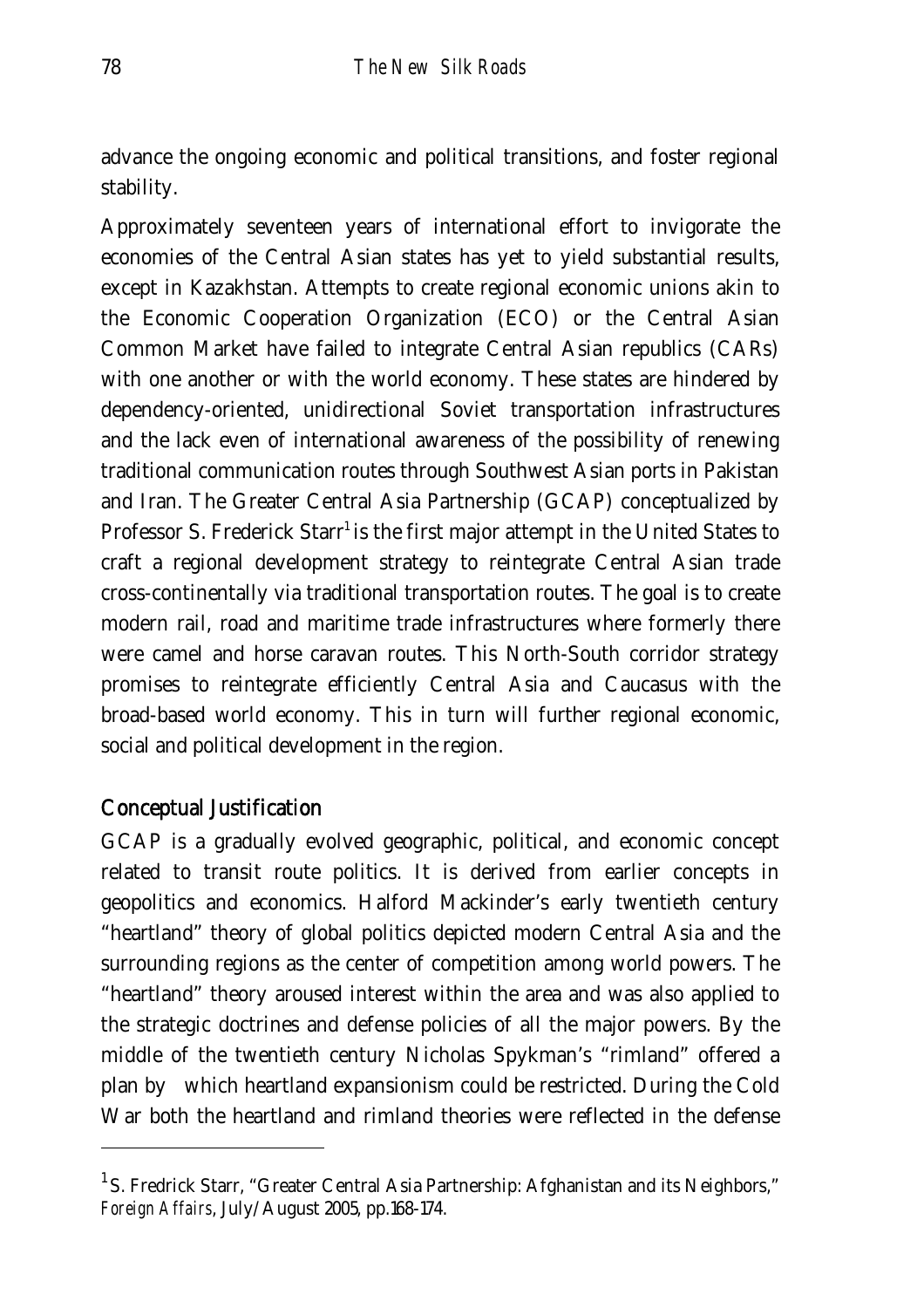advance the ongoing economic and political transitions, and foster regional stability.

Approximately seventeen years of international effort to invigorate the economies of the Central Asian states has yet to yield substantial results, except in Kazakhstan. Attempts to create regional economic unions akin to the Economic Cooperation Organization (ECO) or the Central Asian Common Market have failed to integrate Central Asian republics (CARs) with one another or with the world economy. These states are hindered by dependency-oriented, unidirectional Soviet transportation infrastructures and the lack even of international awareness of the possibility of renewing traditional communication routes through Southwest Asian ports in Pakistan and Iran. The Greater Central Asia Partnership (GCAP) conceptualized by Professor S. Frederick Starr[1] is the first major attempt in the United States to craft a regional development strategy to reintegrate Central Asian trade cross-continentally via traditional transportation routes. The goal is to create modern rail, road and maritime trade infrastructures where formerly there were camel and horse caravan routes. This North-South corridor strategy promises to reintegrate efficiently Central Asia and Caucasus with the broad-based world economy. This in turn will further regional economic, social and political development in the region.

## Conceptual Justification

GCAP is a gradually evolved geographic, political, and economic concept related to transit route politics. It is derived from earlier concepts in geopolitics and economics. Halford Mackinder's early twentieth century "heartland" theory of global politics depicted modern Central Asia and the surrounding regions as the center of competition among world powers. The "heartland" theory aroused interest within the area and was also applied to the strategic doctrines and defense policies of all the major powers. By the middle of the twentieth century Nicholas Spykman's "rimland" offered a plan by which heartland expansionism could be restricted. During the Cold War both the heartland and rimland theories were reflected in the defense

---

[1] S. Fredrick Starr, "Greater Central Asia Partnership: Afghanistan and its Neighbors," *Foreign Affairs*, July/August 2005, pp.168-174.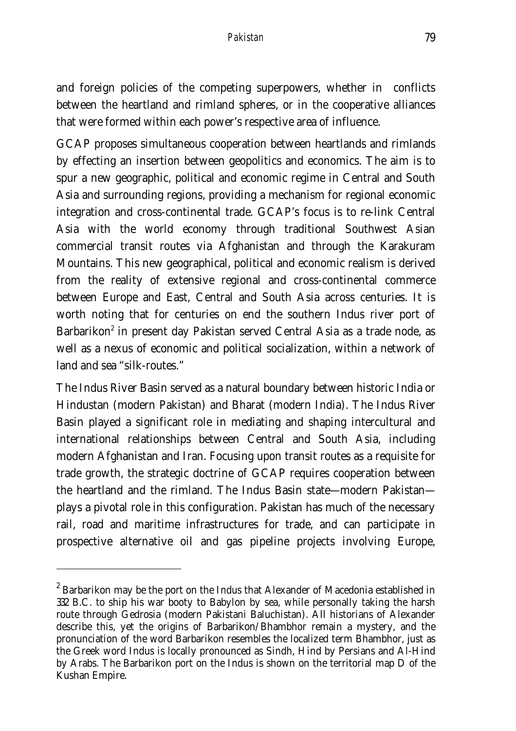and foreign policies of the competing superpowers, whether in conflicts between the heartland and rimland spheres, or in the cooperative alliances that were formed within each power's respective area of influence.

GCAP proposes simultaneous cooperation between heartlands and rimlands by effecting an insertion between geopolitics and economics. The aim is to spur a new geographic, political and economic regime in Central and South Asia and surrounding regions, providing a mechanism for regional economic integration and cross-continental trade. GCAP's focus is to re-link Central Asia with the world economy through traditional Southwest Asian commercial transit routes via Afghanistan and through the Karakuram Mountains. This new geographical, political and economic realism is derived from the reality of extensive regional and cross-continental commerce between Europe and East, Central and South Asia across centuries. It is worth noting that for centuries on end the southern Indus river port of Barbarikon[2] in present day Pakistan served Central Asia as a trade node, as well as a nexus of economic and political socialization, within a network of land and sea "silk-routes."

The Indus River Basin served as a natural boundary between historic India or Hindustan (modern Pakistan) and Bharat (modern India). The Indus River Basin played a significant role in mediating and shaping intercultural and international relationships between Central and South Asia, including modern Afghanistan and Iran. Focusing upon transit routes as a requisite for trade growth, the strategic doctrine of GCAP requires cooperation between the heartland and the rimland. The Indus Basin state—modern Pakistan—plays a pivotal role in this configuration. Pakistan has much of the necessary rail, road and maritime infrastructures for trade, and can participate in prospective alternative oil and gas pipeline projects involving Europe,

[2] Barbarikon may be the port on the Indus that Alexander of Macedonia established in 332 B.C. to ship his war booty to Babylon by sea, while personally taking the harsh route through Gedrosia (modern Pakistani Baluchistan). All historians of Alexander describe this, yet the origins of Barbarikon/Bhambhor remain a mystery, and the pronunciation of the word Barbarikon resembles the localized term Bhambhor, just as the Greek word Indus is locally pronounced as Sindh, Hind by Persians and Al-Hind by Arabs. The Barbarikon port on the Indus is shown on the territorial map D of the Kushan Empire.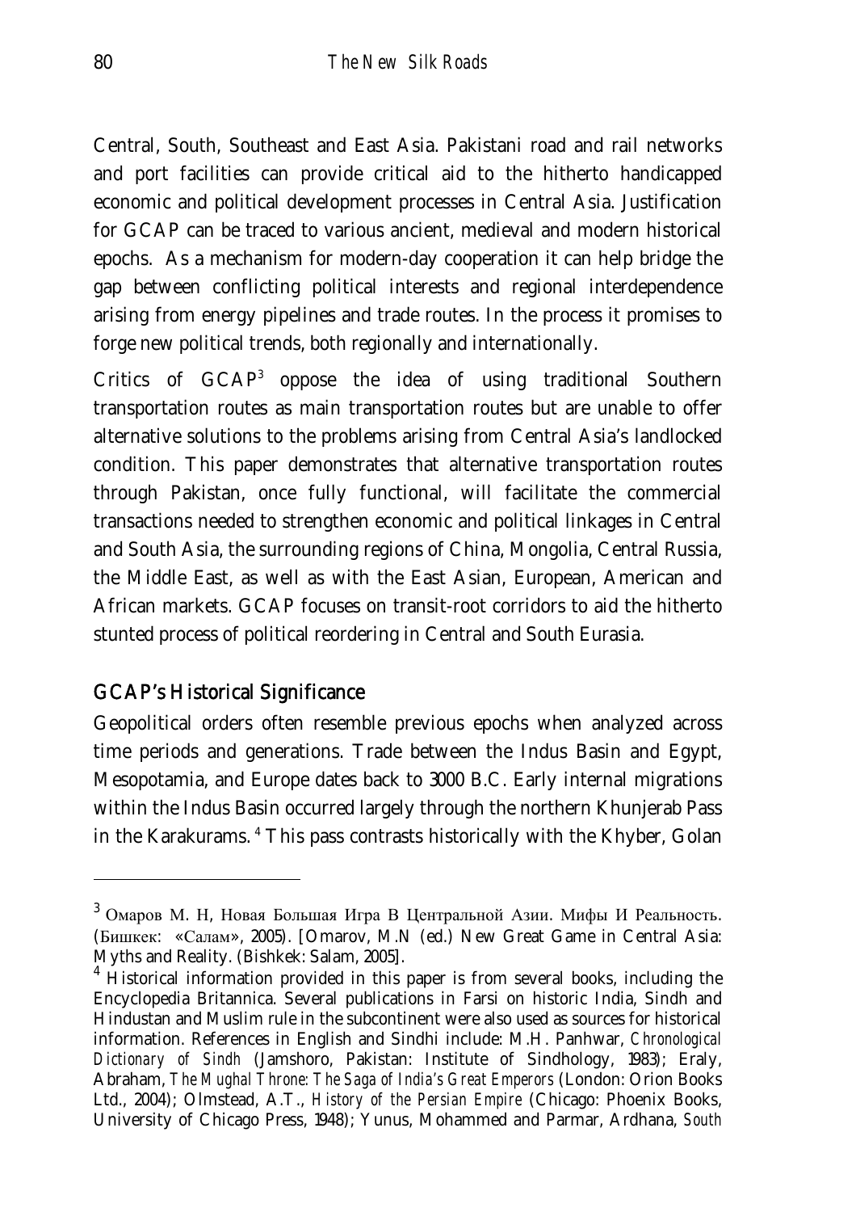Central, South, Southeast and East Asia. Pakistani road and rail networks and port facilities can provide critical aid to the hitherto handicapped economic and political development processes in Central Asia. Justification for GCAP can be traced to various ancient, medieval and modern historical epochs. As a mechanism for modern-day cooperation it can help bridge the gap between conflicting political interests and regional interdependence arising from energy pipelines and trade routes. In the process it promises to forge new political trends, both regionally and internationally.

Critics of GCAP[3] oppose the idea of using traditional Southern transportation routes as main transportation routes but are unable to offer alternative solutions to the problems arising from Central Asia's landlocked condition. This paper demonstrates that alternative transportation routes through Pakistan, once fully functional, will facilitate the commercial transactions needed to strengthen economic and political linkages in Central and South Asia, the surrounding regions of China, Mongolia, Central Russia, the Middle East, as well as with the East Asian, European, American and African markets. GCAP focuses on transit-root corridors to aid the hitherto stunted process of political reordering in Central and South Eurasia.

## GCAP's Historical Significance

Geopolitical orders often resemble previous epochs when analyzed across time periods and generations. Trade between the Indus Basin and Egypt, Mesopotamia, and Europe dates back to 3000 B.C. Early internal migrations within the Indus Basin occurred largely through the northern Khunjerab Pass in the Karakurams.[4] This pass contrasts historically with the Khyber, Golan

---

[3] Омаров М. Н, Новая Большая Игра В Центральной Азии. Мифы И Реальность. (Бишкек: «Салам», 2005). [Omarov, M.N (ed.) New Great Game in Central Asia: Myths and Reality. (Bishkek: Salam, 2005].

[4] Historical information provided in this paper is from several books, including the Encyclopedia Britannica. Several publications in Farsi on historic India, Sindh and Hindustan and Muslim rule in the subcontinent were also used as sources for historical information. References in English and Sindhi include: M.H. Panhwar, *Chronological Dictionary of Sindh* (Jamshoro, Pakistan: Institute of Sindhology, 1983); Eraly, Abraham, *The Mughal Throne: The Saga of India's Great Emperors* (London: Orion Books Ltd., 2004); Olmstead, A.T., *History of the Persian Empire* (Chicago: Phoenix Books, University of Chicago Press, 1948); Yunus, Mohammed and Parmar, Ardhana, *South*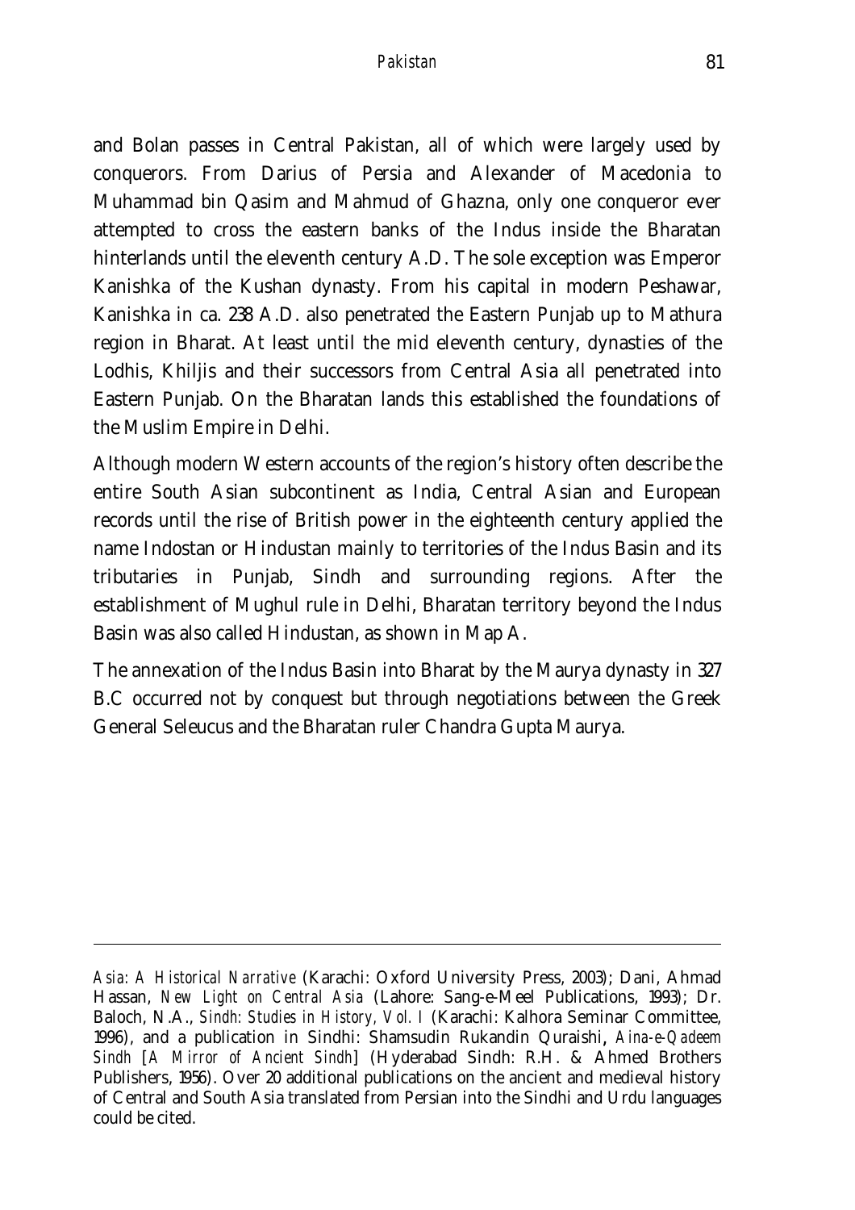and Bolan passes in Central Pakistan, all of which were largely used by conquerors. From Darius of Persia and Alexander of Macedonia to Muhammad bin Qasim and Mahmud of Ghazna, only one conqueror ever attempted to cross the eastern banks of the Indus inside the Bharatan hinterlands until the eleventh century A.D. The sole exception was Emperor Kanishka of the Kushan dynasty. From his capital in modern Peshawar, Kanishka in ca. 238 A.D. also penetrated the Eastern Punjab up to Mathura region in Bharat. At least until the mid eleventh century, dynasties of the Lodhis, Khiljis and their successors from Central Asia all penetrated into Eastern Punjab. On the Bharatan lands this established the foundations of the Muslim Empire in Delhi.

Although modern Western accounts of the region's history often describe the entire South Asian subcontinent as India, Central Asian and European records until the rise of British power in the eighteenth century applied the name Indostan or Hindustan mainly to territories of the Indus Basin and its tributaries in Punjab, Sindh and surrounding regions. After the establishment of Mughul rule in Delhi, Bharatan territory beyond the Indus Basin was also called Hindustan, as shown in Map A.

The annexation of the Indus Basin into Bharat by the Maurya dynasty in 327 B.C occurred not by conquest but through negotiations between the Greek General Seleucus and the Bharatan ruler Chandra Gupta Maurya.

---

*Asia: A Historical Narrative* (Karachi: Oxford University Press, 2003); Dani, Ahmad Hassan, *New Light on Central Asia* (Lahore: Sang-e-Meel Publications, 1993); Dr. Baloch, N.A., *Sindh: Studies in History, Vol. I* (Karachi: Kalhora Seminar Committee, 1996), and a publication in Sindhi: Shamsudin Rukandin Quraishi, *Aina-e-Qadeem Sindh* [*A Mirror of Ancient Sindh*] (Hyderabad Sindh: R.H. & Ahmed Brothers Publishers, 1956). Over 20 additional publications on the ancient and medieval history of Central and South Asia translated from Persian into the Sindhi and Urdu languages could be cited.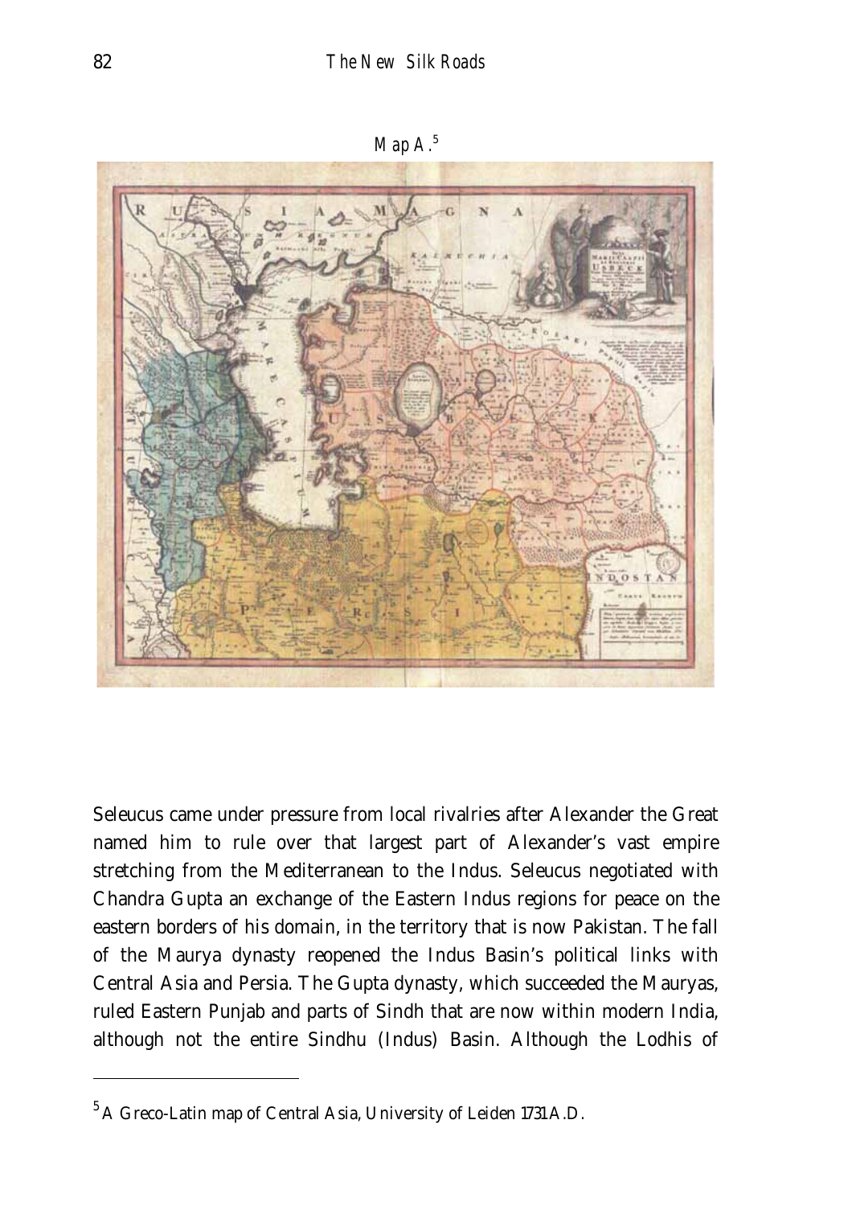Map A.[5]

Seleucus came under pressure from local rivalries after Alexander the Great named him to rule over that largest part of Alexander's vast empire stretching from the Mediterranean to the Indus. Seleucus negotiated with Chandra Gupta an exchange of the Eastern Indus regions for peace on the eastern borders of his domain, in the territory that is now Pakistan. The fall of the Maurya dynasty reopened the Indus Basin's political links with Central Asia and Persia. The Gupta dynasty, which succeeded the Mauryas, ruled Eastern Punjab and parts of Sindh that are now within modern India, although not the entire Sindhu (Indus) Basin. Although the Lodhis of

[5] A Greco-Latin map of Central Asia, University of Leiden 1731 A.D.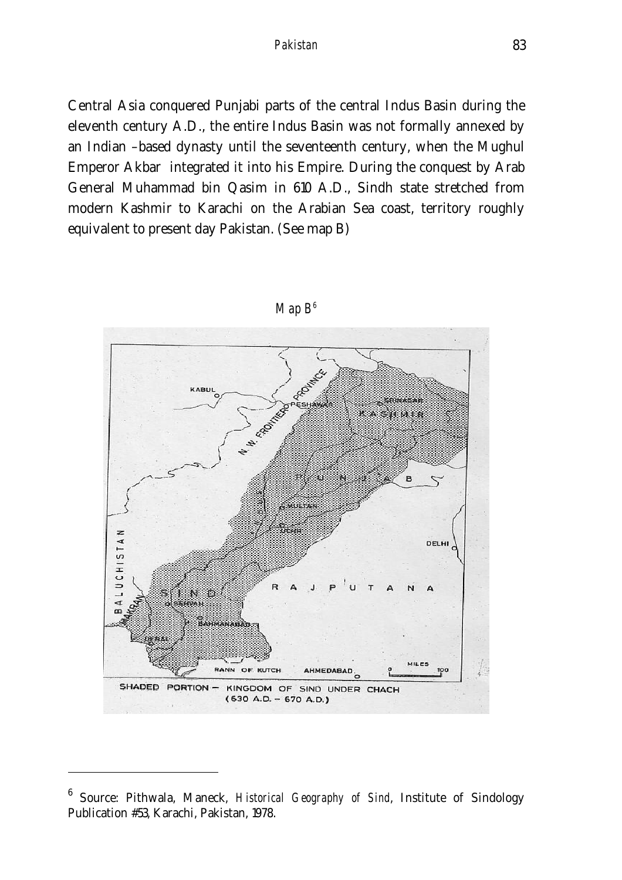Central Asia conquered Punjabi parts of the central Indus Basin during the eleventh century A.D., the entire Indus Basin was not formally annexed by an Indian –based dynasty until the seventeenth century, when the Mughul Emperor Akbar integrated it into his Empire. During the conquest by Arab General Muhammad bin Qasim in 610 A.D., Sindh state stretched from modern Kashmir to Karachi on the Arabian Sea coast, territory roughly equivalent to present day Pakistan. (See map B)

*Map B*[6]

SHADED PORTION — KINGDOM OF SIND UNDER CHACH (630 A.D. – 670 A.D.)

---

[6] Source: Pithwala, Maneck, *Historical Geography of Sind*, Institute of Sindology Publication #53, Karachi, Pakistan, 1978.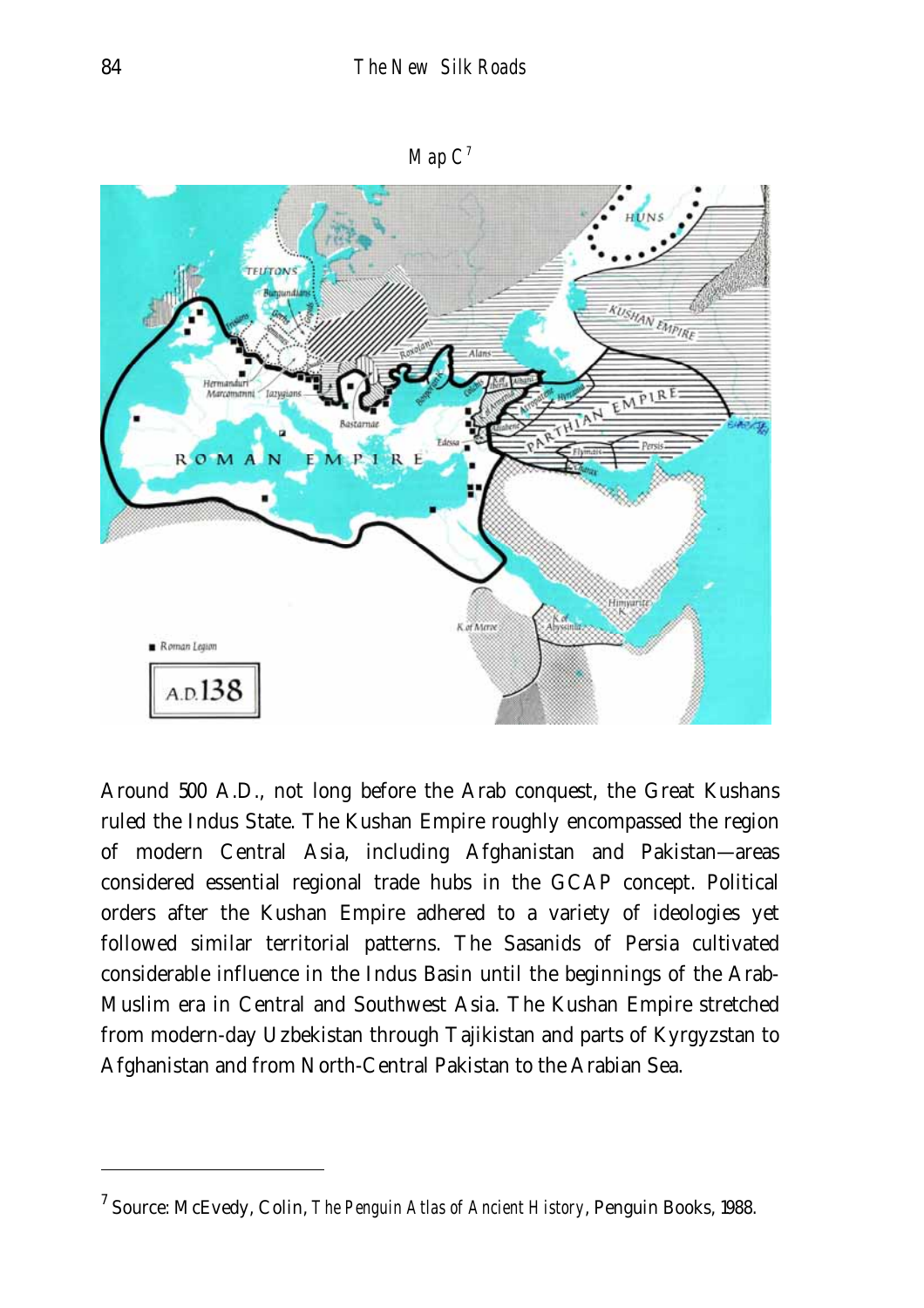Map C[7]

Around 500 A.D., not long before the Arab conquest, the Great Kushans ruled the Indus State. The Kushan Empire roughly encompassed the region of modern Central Asia, including Afghanistan and Pakistan—areas considered essential regional trade hubs in the GCAP concept. Political orders after the Kushan Empire adhered to a variety of ideologies yet followed similar territorial patterns. The Sasanids of Persia cultivated considerable influence in the Indus Basin until the beginnings of the Arab-Muslim era in Central and Southwest Asia. The Kushan Empire stretched from modern-day Uzbekistan through Tajikistan and parts of Kyrgyzstan to Afghanistan and from North-Central Pakistan to the Arabian Sea.

---

[7] Source: McEvedy, Colin, *The Penguin Atlas of Ancient History*, Penguin Books, 1988.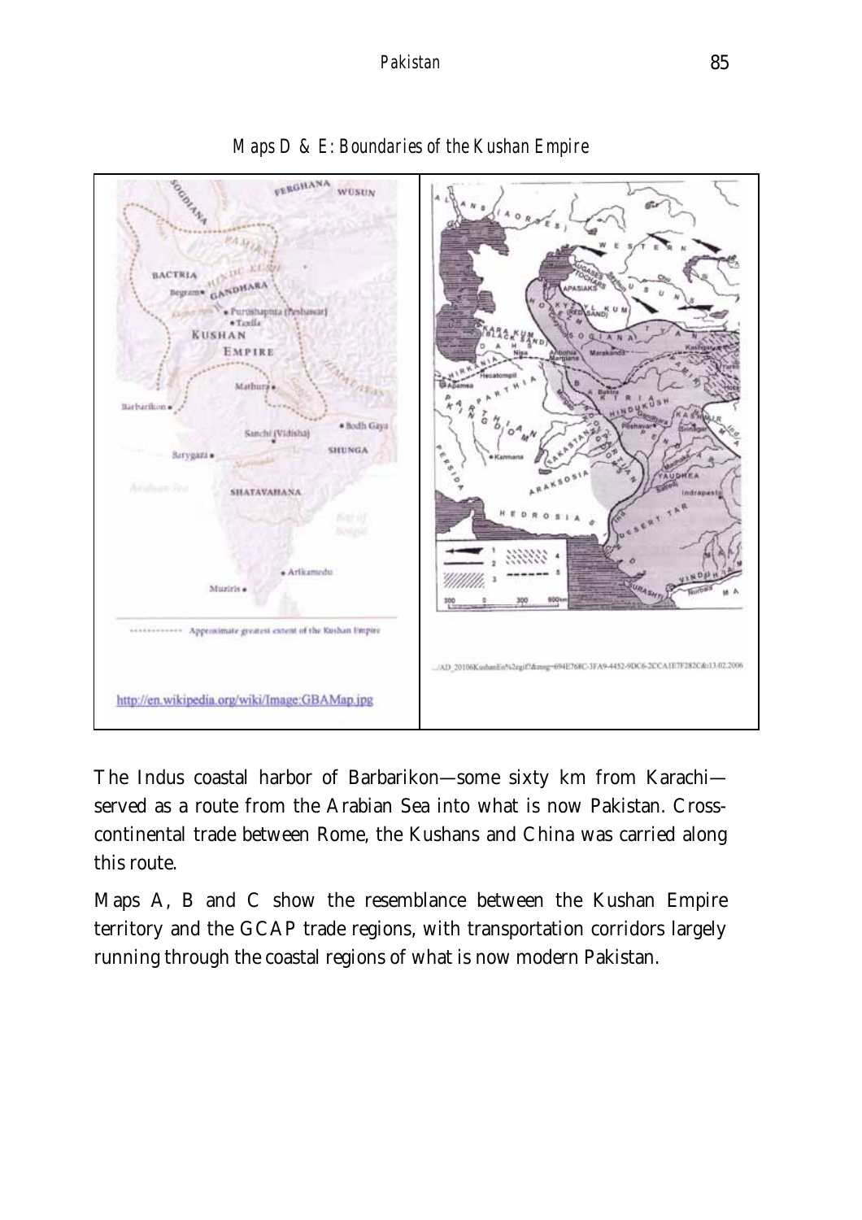*Maps D & E: Boundaries of the Kushan Empire*

http://en.wikipedia.org/wiki/Image:GBAMap.jpg

The Indus coastal harbor of Barbarikon—some sixty km from Karachi—served as a route from the Arabian Sea into what is now Pakistan. Cross-continental trade between Rome, the Kushans and China was carried along this route.

Maps A, B and C show the resemblance between the Kushan Empire territory and the GCAP trade regions, with transportation corridors largely running through the coastal regions of what is now modern Pakistan.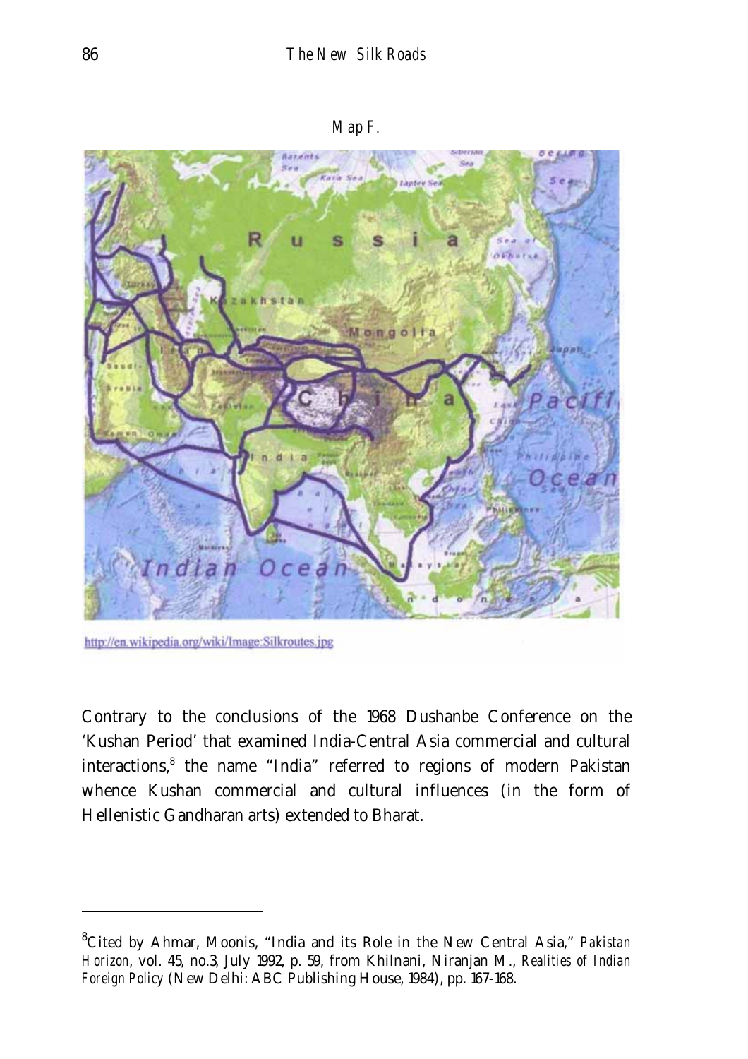Map F.

http://en.wikipedia.org/wiki/Image:Silkroutes.jpg

Contrary to the conclusions of the 1968 Dushanbe Conference on the 'Kushan Period' that examined India-Central Asia commercial and cultural interactions,[8] the name "India" referred to regions of modern Pakistan whence Kushan commercial and cultural influences (in the form of Hellenistic Gandharan arts) extended to Bharat.

---

[8]Cited by Ahmar, Moonis, "India and its Role in the New Central Asia," *Pakistan Horizon*, vol. 45, no.3, July 1992, p. 59, from Khilnani, Niranjan M., *Realities of Indian Foreign Policy* (New Delhi: ABC Publishing House, 1984), pp. 167-168.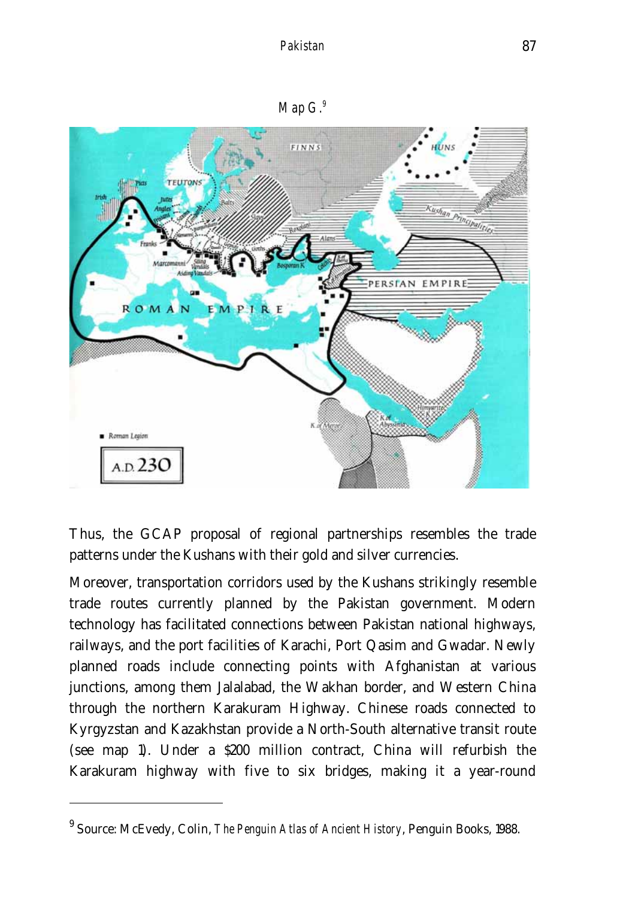Map G.[9]

Thus, the GCAP proposal of regional partnerships resembles the trade patterns under the Kushans with their gold and silver currencies.

Moreover, transportation corridors used by the Kushans strikingly resemble trade routes currently planned by the Pakistan government. Modern technology has facilitated connections between Pakistan national highways, railways, and the port facilities of Karachi, Port Qasim and Gwadar. Newly planned roads include connecting points with Afghanistan at various junctions, among them Jalalabad, the Wakhan border, and Western China through the northern Karakuram Highway. Chinese roads connected to Kyrgyzstan and Kazakhstan provide a North-South alternative transit route (see map 1). Under a $200 million contract, China will refurbish the Karakuram highway with five to six bridges, making it a year-round

---

[9] Source: McEvedy, Colin, *The Penguin Atlas of Ancient History*, Penguin Books, 1988.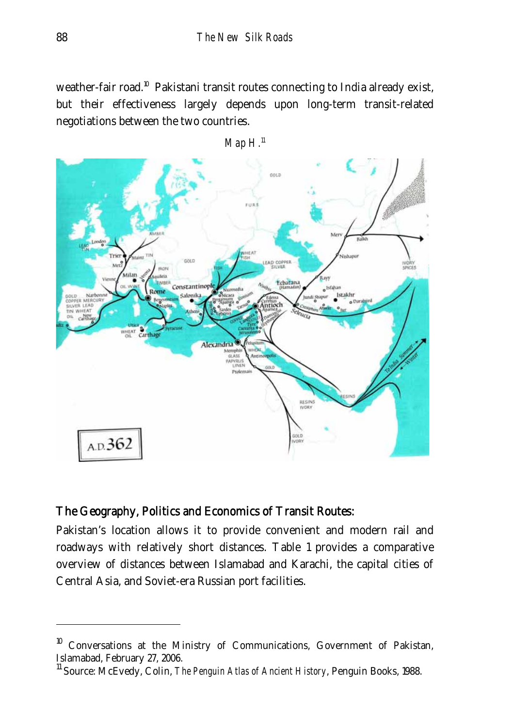weather-fair road.[10] Pakistani transit routes connecting to India already exist, but their effectiveness largely depends upon long-term transit-related negotiations between the two countries.

*Map H.*[11]

## The Geography, Politics and Economics of Transit Routes:

Pakistan's location allows it to provide convenient and modern rail and roadways with relatively short distances. Table 1 provides a comparative overview of distances between Islamabad and Karachi, the capital cities of Central Asia, and Soviet-era Russian port facilities.

---

[10] Conversations at the Ministry of Communications, Government of Pakistan, Islamabad, February 27, 2006.

[11] Source: McEvedy, Colin, *The Penguin Atlas of Ancient History*, Penguin Books, 1988.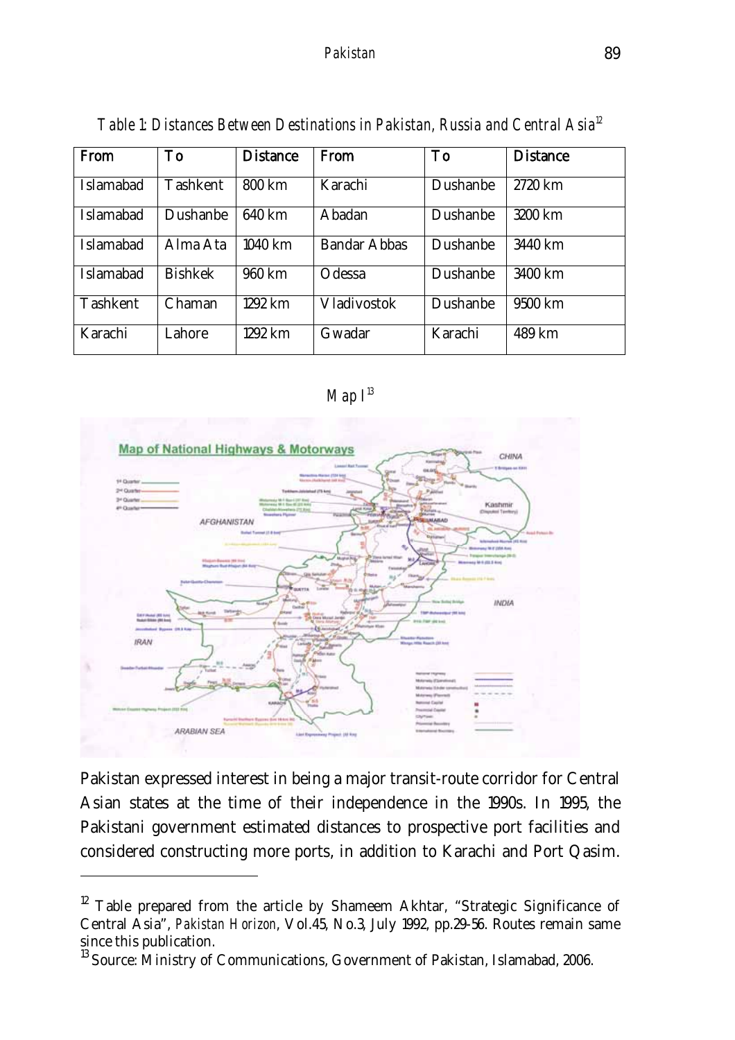*Table 1: Distances Between Destinations in Pakistan, Russia and Central Asia*[12]

| From | To | Distance | From | To | Distance |
|---|---|---|---|---|---|
| Islamabad | Tashkent | 800 km | Karachi | Dushanbe | 2720 km |
| Islamabad | Dushanbe | 640 km | Abadan | Dushanbe | 3200 km |
| Islamabad | Alma Ata | 1040 km | Bandar Abbas | Dushanbe | 3440 km |
| Islamabad | Bishkek | 960 km | Odessa | Dushanbe | 3400 km |
| Tashkent | Chaman | 1292 km | Vladivostok | Dushanbe | 9500 km |
| Karachi | Lahore | 1292 km | Gwadar | Karachi | 489 km |

*Map I*[13]

Pakistan expressed interest in being a major transit-route corridor for Central Asian states at the time of their independence in the 1990s. In 1995, the Pakistani government estimated distances to prospective port facilities and considered constructing more ports, in addition to Karachi and Port Qasim.

---

[12] Table prepared from the article by Shameem Akhtar, "Strategic Significance of Central Asia", *Pakistan Horizon*, Vol.45, No.3, July 1992, pp.29-56. Routes remain same since this publication.

[13] Source: Ministry of Communications, Government of Pakistan, Islamabad, 2006.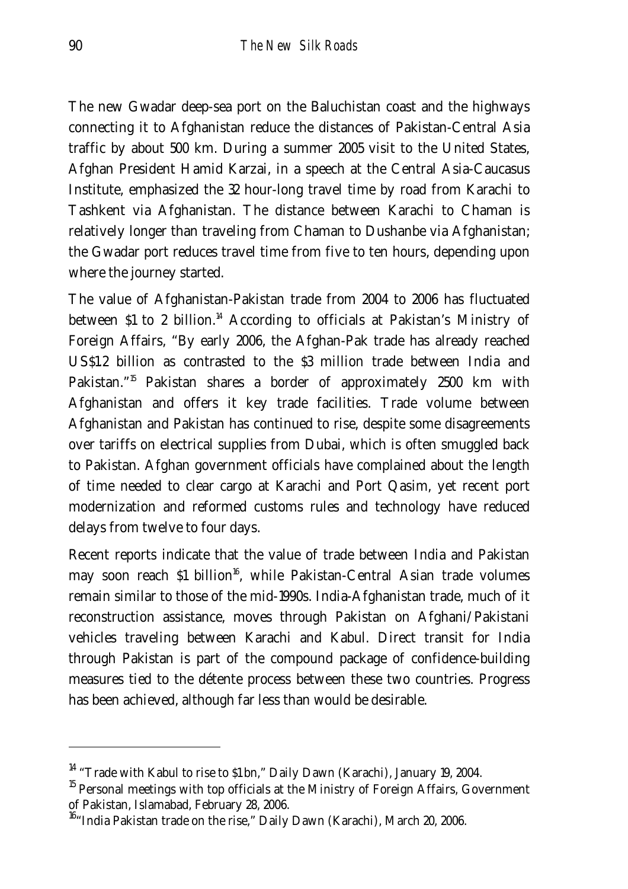The new Gwadar deep-sea port on the Baluchistan coast and the highways connecting it to Afghanistan reduce the distances of Pakistan-Central Asia traffic by about 500 km. During a summer 2005 visit to the United States, Afghan President Hamid Karzai, in a speech at the Central Asia-Caucasus Institute, emphasized the 32 hour-long travel time by road from Karachi to Tashkent via Afghanistan. The distance between Karachi to Chaman is relatively longer than traveling from Chaman to Dushanbe via Afghanistan; the Gwadar port reduces travel time from five to ten hours, depending upon where the journey started.

The value of Afghanistan-Pakistan trade from 2004 to 2006 has fluctuated between $1 to 2 billion.[14] According to officials at Pakistan's Ministry of Foreign Affairs, "By early 2006, the Afghan-Pak trade has already reached US$1.2 billion as contrasted to the $3 million trade between India and Pakistan."[15] Pakistan shares a border of approximately 2500 km with Afghanistan and offers it key trade facilities. Trade volume between Afghanistan and Pakistan has continued to rise, despite some disagreements over tariffs on electrical supplies from Dubai, which is often smuggled back to Pakistan. Afghan government officials have complained about the length of time needed to clear cargo at Karachi and Port Qasim, yet recent port modernization and reformed customs rules and technology have reduced delays from twelve to four days.

Recent reports indicate that the value of trade between India and Pakistan may soon reach $1 billion[16], while Pakistan-Central Asian trade volumes remain similar to those of the mid-1990s. India-Afghanistan trade, much of it reconstruction assistance, moves through Pakistan on Afghani/Pakistani vehicles traveling between Karachi and Kabul. Direct transit for India through Pakistan is part of the compound package of confidence-building measures tied to the détente process between these two countries. Progress has been achieved, although far less than would be desirable.

---

[14] "Trade with Kabul to rise to $1bn," Daily Dawn (Karachi), January 19, 2004.

[15] Personal meetings with top officials at the Ministry of Foreign Affairs, Government of Pakistan, Islamabad, February 28, 2006.

[16] "India Pakistan trade on the rise," Daily Dawn (Karachi), March 20, 2006.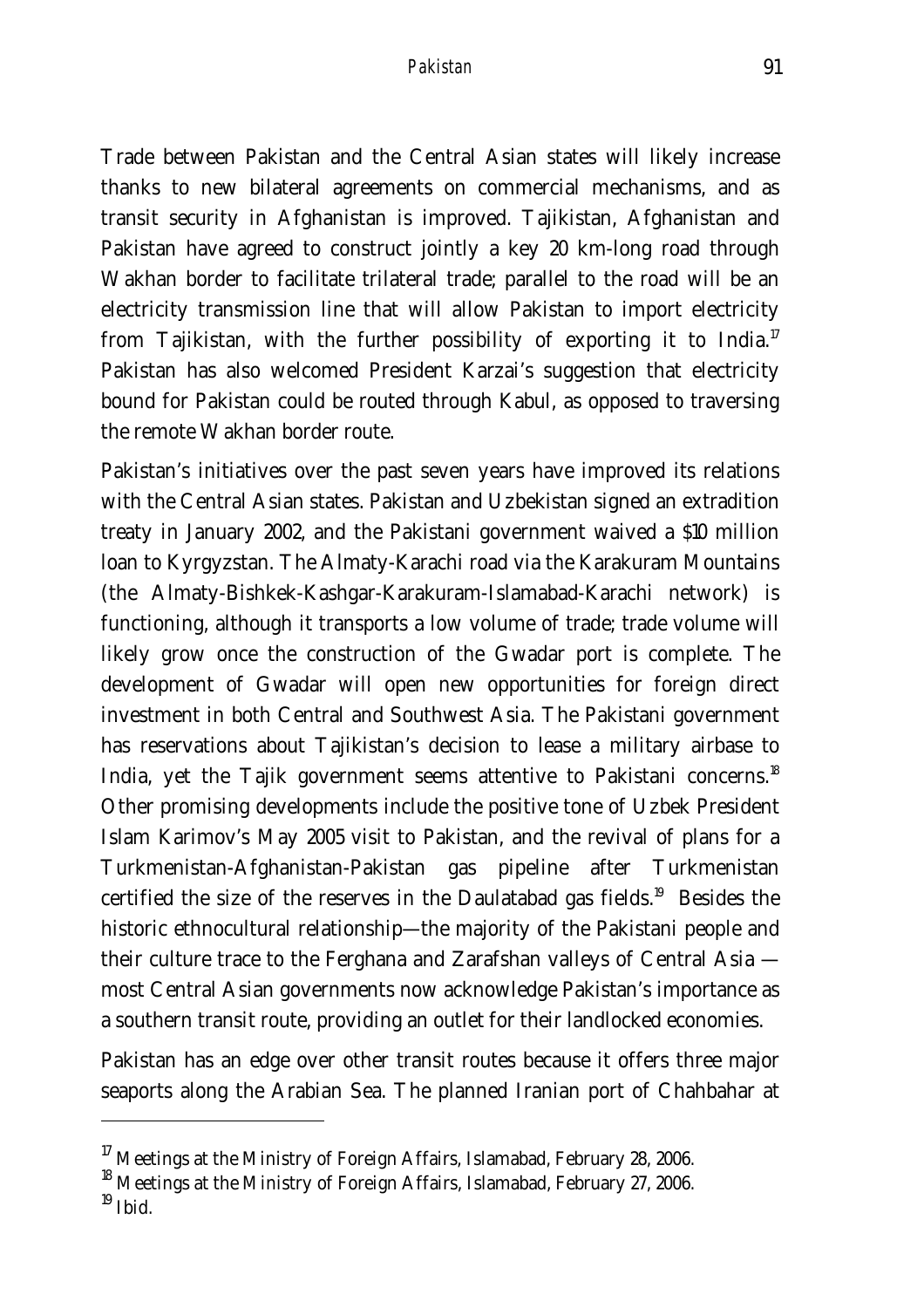Trade between Pakistan and the Central Asian states will likely increase thanks to new bilateral agreements on commercial mechanisms, and as transit security in Afghanistan is improved. Tajikistan, Afghanistan and Pakistan have agreed to construct jointly a key 20 km-long road through Wakhan border to facilitate trilateral trade; parallel to the road will be an electricity transmission line that will allow Pakistan to import electricity from Tajikistan, with the further possibility of exporting it to India.[17] Pakistan has also welcomed President Karzai's suggestion that electricity bound for Pakistan could be routed through Kabul, as opposed to traversing the remote Wakhan border route.

Pakistan's initiatives over the past seven years have improved its relations with the Central Asian states. Pakistan and Uzbekistan signed an extradition treaty in January 2002, and the Pakistani government waived a $10 million loan to Kyrgyzstan. The Almaty-Karachi road via the Karakuram Mountains (the Almaty-Bishkek-Kashgar-Karakuram-Islamabad-Karachi network) is functioning, although it transports a low volume of trade; trade volume will likely grow once the construction of the Gwadar port is complete. The development of Gwadar will open new opportunities for foreign direct investment in both Central and Southwest Asia. The Pakistani government has reservations about Tajikistan's decision to lease a military airbase to India, yet the Tajik government seems attentive to Pakistani concerns.[18] Other promising developments include the positive tone of Uzbek President Islam Karimov's May 2005 visit to Pakistan, and the revival of plans for a Turkmenistan-Afghanistan-Pakistan gas pipeline after Turkmenistan certified the size of the reserves in the Daulatabad gas fields.[19] Besides the historic ethnocultural relationship—the majority of the Pakistani people and their culture trace to the Ferghana and Zarafshan valleys of Central Asia — most Central Asian governments now acknowledge Pakistan's importance as a southern transit route, providing an outlet for their landlocked economies.

Pakistan has an edge over other transit routes because it offers three major seaports along the Arabian Sea. The planned Iranian port of Chahbahar at

---

[17] Meetings at the Ministry of Foreign Affairs, Islamabad, February 28, 2006.

[18] Meetings at the Ministry of Foreign Affairs, Islamabad, February 27, 2006.

[19] Ibid.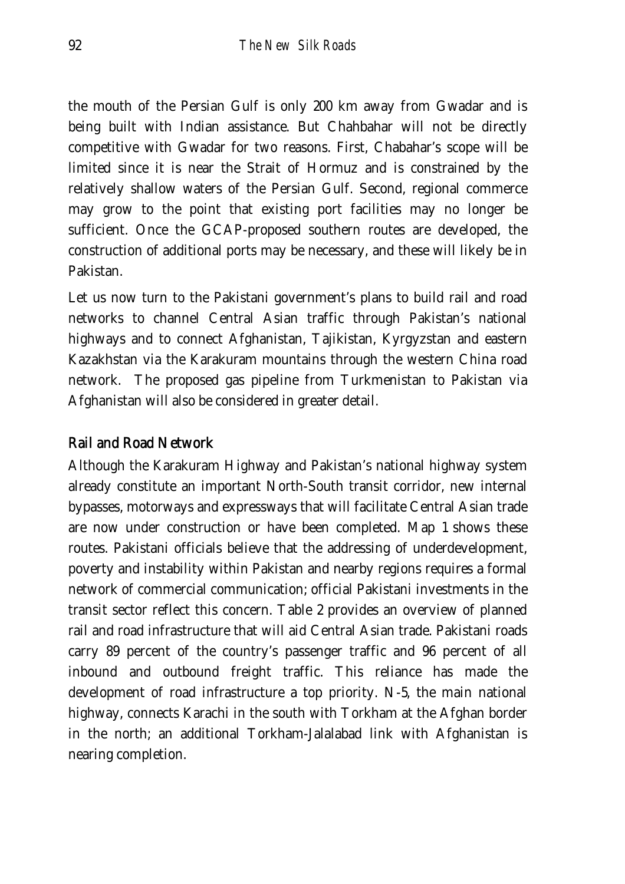the mouth of the Persian Gulf is only 200 km away from Gwadar and is being built with Indian assistance. But Chahbahar will not be directly competitive with Gwadar for two reasons. First, Chabahar's scope will be limited since it is near the Strait of Hormuz and is constrained by the relatively shallow waters of the Persian Gulf. Second, regional commerce may grow to the point that existing port facilities may no longer be sufficient. Once the GCAP-proposed southern routes are developed, the construction of additional ports may be necessary, and these will likely be in Pakistan.

Let us now turn to the Pakistani government's plans to build rail and road networks to channel Central Asian traffic through Pakistan's national highways and to connect Afghanistan, Tajikistan, Kyrgyzstan and eastern Kazakhstan via the Karakuram mountains through the western China road network. The proposed gas pipeline from Turkmenistan to Pakistan via Afghanistan will also be considered in greater detail.

## Rail and Road Network

Although the Karakuram Highway and Pakistan's national highway system already constitute an important North-South transit corridor, new internal bypasses, motorways and expressways that will facilitate Central Asian trade are now under construction or have been completed. Map 1 shows these routes. Pakistani officials believe that the addressing of underdevelopment, poverty and instability within Pakistan and nearby regions requires a formal network of commercial communication; official Pakistani investments in the transit sector reflect this concern. Table 2 provides an overview of planned rail and road infrastructure that will aid Central Asian trade. Pakistani roads carry 89 percent of the country's passenger traffic and 96 percent of all inbound and outbound freight traffic. This reliance has made the development of road infrastructure a top priority. N-5, the main national highway, connects Karachi in the south with Torkham at the Afghan border in the north; an additional Torkham-Jalalabad link with Afghanistan is nearing completion.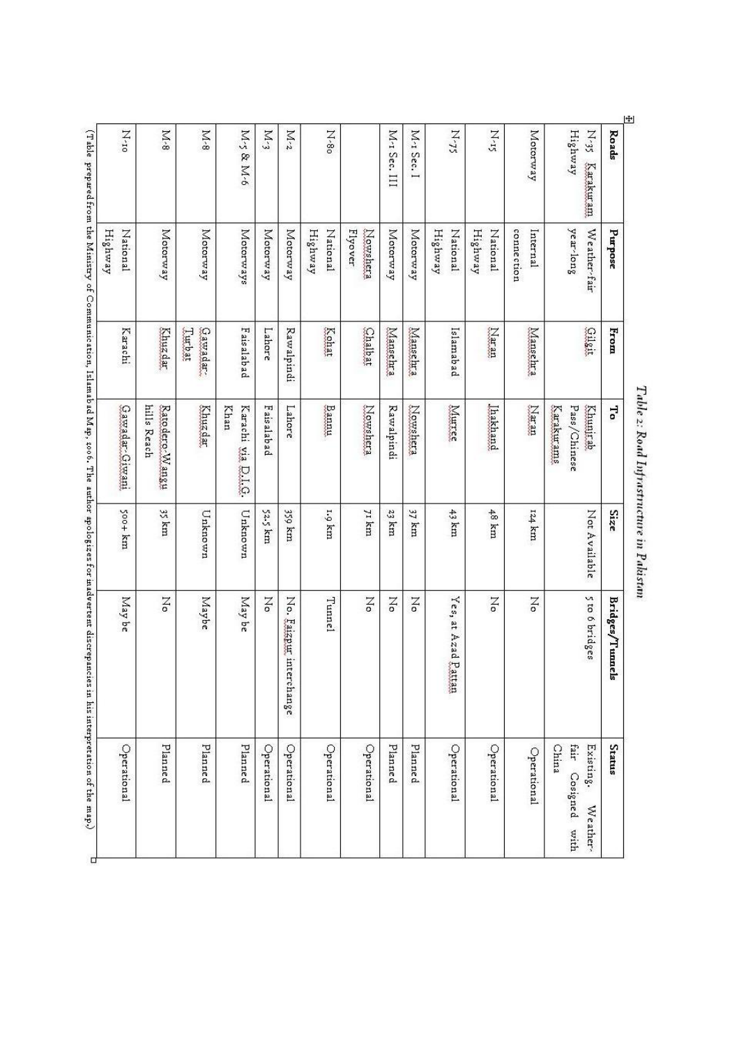*Table 2: Road Infrastructure in Pakistan*

| Roads | Purpose | From | To | Size | Bridges/Tunnels | Status |
|---|---|---|---|---|---|---|
| N-35 Karakuram Highway | Weather-fair year-long | Gilgit | Khunjrab Pass/Chinese Karakurams | Not Available | 5 to 6 bridges | Existing, Weather-fair Cosigned with China |
| Motorway | Internal connection | Mansehra | Naran | 124 km | No | Operational |
| N-15 | National Highway | Naran | Jhakhand | 48 km | No | Operational |
| N-75 | National Highway | Islamabad | Murree | 43 km | Yes, at Azad Pattan | Operational |
| M-1 Sec. I | Motorway | Mansehra | Nowshera | 37 km | No | Planned |
| M-1 Sec. III | Motorway | Mansehra | Rawalpindi | 23 km | No | Planned |
| | Nowshera Flyover | Chalbat | Nowshera | 71 km | No | Operational |
| N-80 | National Highway | Kohat | Bannu | 1.9 km | Tunnel | Operational |
| M-2 | Motorway | Rawalpindi | Lahore | 359 km | No. Faizpur interchange | Operational |
| M-3 | Motorway | Lahore | Faisalabad | 52.5 km | No | Operational |
| M-5 & M-6 | Motorways | Faisalabad | Karachi via D.I.G. Khan | Unknown | May be | Planned |
| M-8 | Motorway | Gawadar-Turbat | Khuzdar | Unknown | Maybe | Planned |
| M-8 | Motorway | Khuzdar | Ratodero-Wangu hills Reach | 35 km | No | Planned |
| N-10 | National Highway | Karachi | Gawadar-Giwani | 500+ km | May be | Operational |

(Table prepared from the Ministry of Communication, Islamabad Map, 2006. The author apologizes for inadvertent discrepancies in his interpretation of the map.)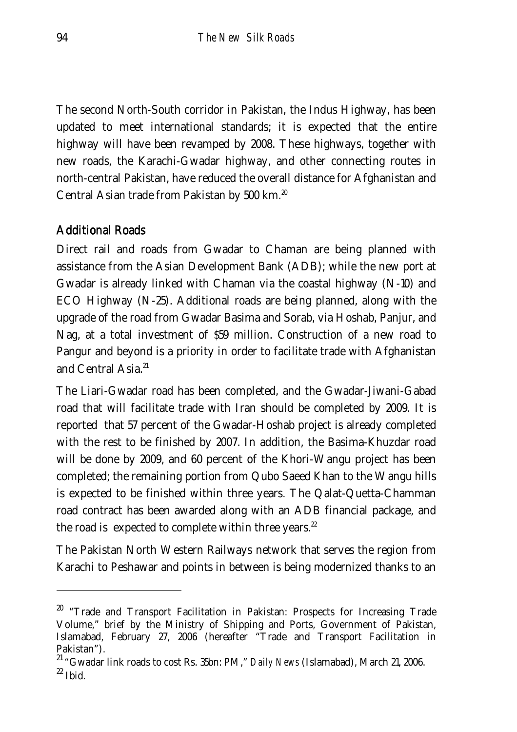The second North-South corridor in Pakistan, the Indus Highway, has been updated to meet international standards; it is expected that the entire highway will have been revamped by 2008. These highways, together with new roads, the Karachi-Gwadar highway, and other connecting routes in north-central Pakistan, have reduced the overall distance for Afghanistan and Central Asian trade from Pakistan by 500 km.[20]

## Additional Roads

Direct rail and roads from Gwadar to Chaman are being planned with assistance from the Asian Development Bank (ADB); while the new port at Gwadar is already linked with Chaman via the coastal highway (N-10) and ECO Highway (N-25). Additional roads are being planned, along with the upgrade of the road from Gwadar Basima and Sorab, via Hoshab, Panjur, and Nag, at a total investment of $59 million. Construction of a new road to Pangur and beyond is a priority in order to facilitate trade with Afghanistan and Central Asia.[21]

The Liari-Gwadar road has been completed, and the Gwadar-Jiwani-Gabad road that will facilitate trade with Iran should be completed by 2009. It is reported that 57 percent of the Gwadar-Hoshab project is already completed with the rest to be finished by 2007. In addition, the Basima-Khuzdar road will be done by 2009, and 60 percent of the Khori-Wangu project has been completed; the remaining portion from Qubo Saeed Khan to the Wangu hills is expected to be finished within three years. The Qalat-Quetta-Chamman road contract has been awarded along with an ADB financial package, and the road is expected to complete within three years.[22]

The Pakistan North Western Railways network that serves the region from Karachi to Peshawar and points in between is being modernized thanks to an

---

[20] "Trade and Transport Facilitation in Pakistan: Prospects for Increasing Trade Volume," brief by the Ministry of Shipping and Ports, Government of Pakistan, Islamabad, February 27, 2006 (hereafter "Trade and Transport Facilitation in Pakistan").

[21] "Gwadar link roads to cost Rs. 35bn: PM," *Daily News* (Islamabad), March 21, 2006.

[22] Ibid.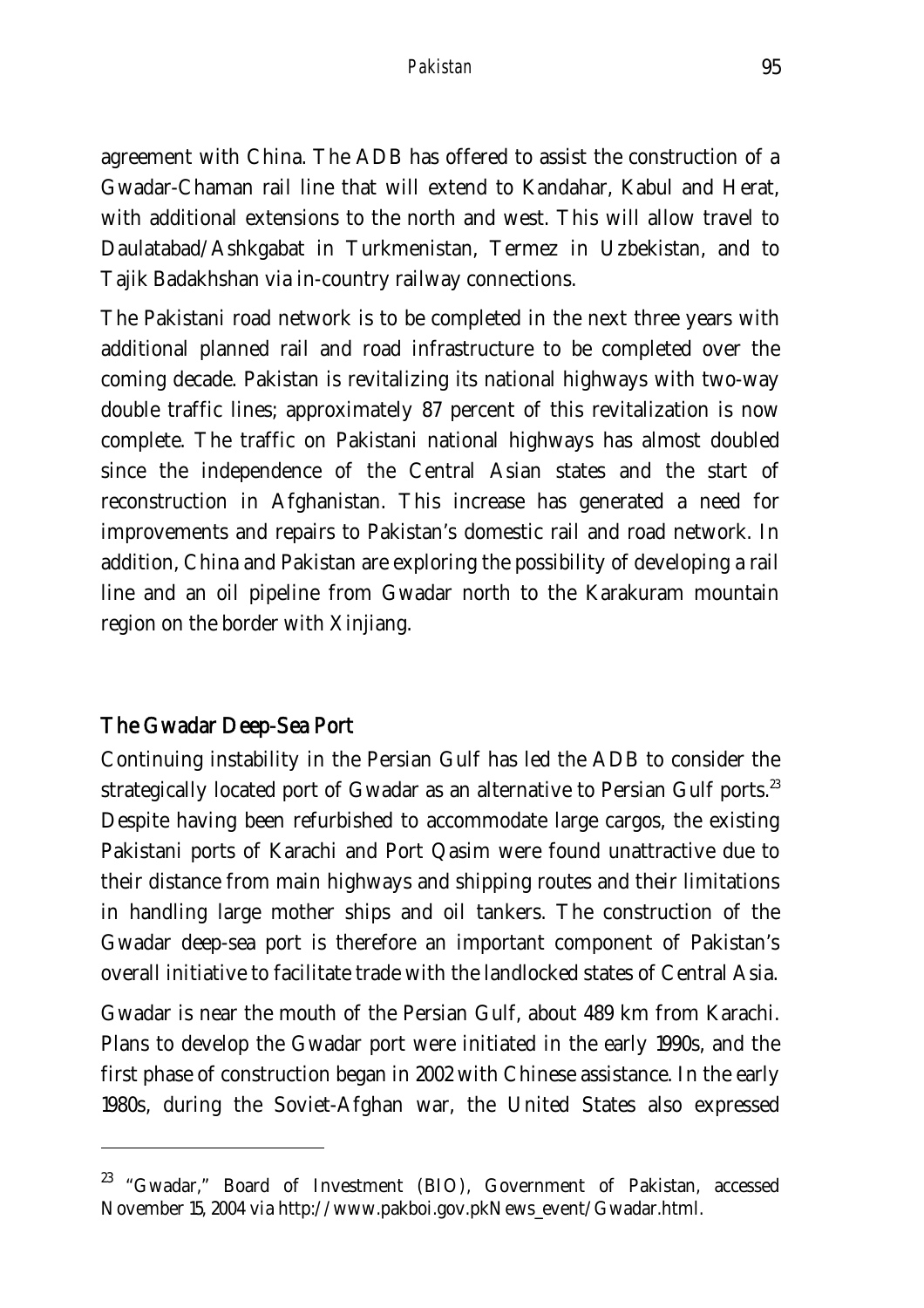agreement with China. The ADB has offered to assist the construction of a Gwadar-Chaman rail line that will extend to Kandahar, Kabul and Herat, with additional extensions to the north and west. This will allow travel to Daulatabad/Ashkgabat in Turkmenistan, Termez in Uzbekistan, and to Tajik Badakhshan via in-country railway connections.

The Pakistani road network is to be completed in the next three years with additional planned rail and road infrastructure to be completed over the coming decade. Pakistan is revitalizing its national highways with two-way double traffic lines; approximately 87 percent of this revitalization is now complete. The traffic on Pakistani national highways has almost doubled since the independence of the Central Asian states and the start of reconstruction in Afghanistan. This increase has generated a need for improvements and repairs to Pakistan's domestic rail and road network. In addition, China and Pakistan are exploring the possibility of developing a rail line and an oil pipeline from Gwadar north to the Karakuram mountain region on the border with Xinjiang.

## The Gwadar Deep-Sea Port

Continuing instability in the Persian Gulf has led the ADB to consider the strategically located port of Gwadar as an alternative to Persian Gulf ports.[23] Despite having been refurbished to accommodate large cargos, the existing Pakistani ports of Karachi and Port Qasim were found unattractive due to their distance from main highways and shipping routes and their limitations in handling large mother ships and oil tankers. The construction of the Gwadar deep-sea port is therefore an important component of Pakistan's overall initiative to facilitate trade with the landlocked states of Central Asia.

Gwadar is near the mouth of the Persian Gulf, about 489 km from Karachi. Plans to develop the Gwadar port were initiated in the early 1990s, and the first phase of construction began in 2002 with Chinese assistance. In the early 1980s, during the Soviet-Afghan war, the United States also expressed

---

[23] "Gwadar," Board of Investment (BIO), Government of Pakistan, accessed November 15, 2004 via http://www.pakboi.gov.pkNews_event/Gwadar.html.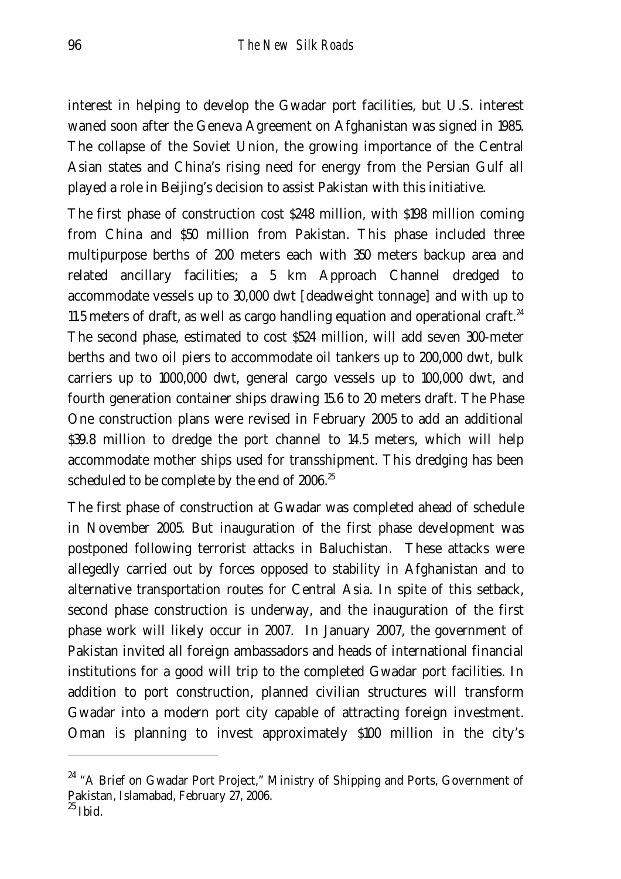interest in helping to develop the Gwadar port facilities, but U.S. interest waned soon after the Geneva Agreement on Afghanistan was signed in 1985. The collapse of the Soviet Union, the growing importance of the Central Asian states and China's rising need for energy from the Persian Gulf all played a role in Beijing's decision to assist Pakistan with this initiative.

The first phase of construction cost $248 million, with $198 million coming from China and $50 million from Pakistan. This phase included three multipurpose berths of 200 meters each with 350 meters backup area and related ancillary facilities; a 5 km Approach Channel dredged to accommodate vessels up to 30,000 dwt [deadweight tonnage] and with up to 11.5 meters of draft, as well as cargo handling equation and operational craft.[24] The second phase, estimated to cost $524 million, will add seven 300-meter berths and two oil piers to accommodate oil tankers up to 200,000 dwt, bulk carriers up to 1000,000 dwt, general cargo vessels up to 100,000 dwt, and fourth generation container ships drawing 15.6 to 20 meters draft. The Phase One construction plans were revised in February 2005 to add an additional $39.8 million to dredge the port channel to 14.5 meters, which will help accommodate mother ships used for transshipment. This dredging has been scheduled to be complete by the end of 2006.[25]

The first phase of construction at Gwadar was completed ahead of schedule in November 2005. But inauguration of the first phase development was postponed following terrorist attacks in Baluchistan. These attacks were allegedly carried out by forces opposed to stability in Afghanistan and to alternative transportation routes for Central Asia. In spite of this setback, second phase construction is underway, and the inauguration of the first phase work will likely occur in 2007. In January 2007, the government of Pakistan invited all foreign ambassadors and heads of international financial institutions for a good will trip to the completed Gwadar port facilities. In addition to port construction, planned civilian structures will transform Gwadar into a modern port city capable of attracting foreign investment. Oman is planning to invest approximately $100 million in the city's

---

[24] "A Brief on Gwadar Port Project," Ministry of Shipping and Ports, Government of Pakistan, Islamabad, February 27, 2006.

[25] Ibid.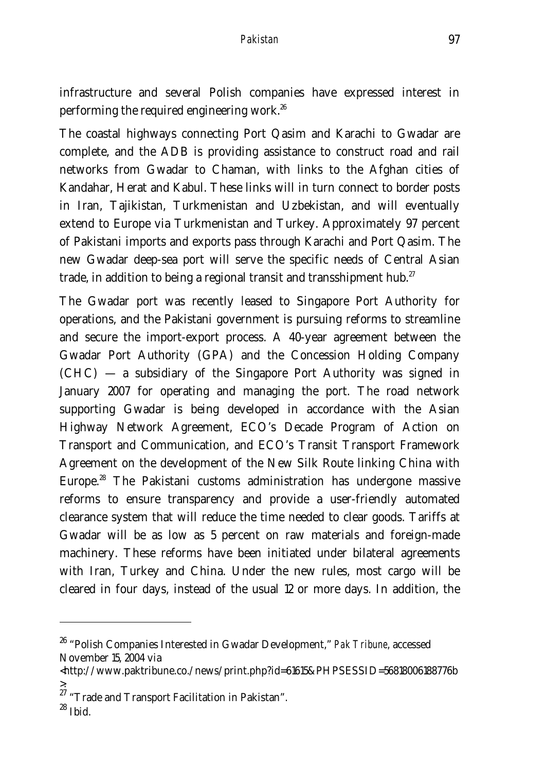infrastructure and several Polish companies have expressed interest in performing the required engineering work.[26]

The coastal highways connecting Port Qasim and Karachi to Gwadar are complete, and the ADB is providing assistance to construct road and rail networks from Gwadar to Chaman, with links to the Afghan cities of Kandahar, Herat and Kabul. These links will in turn connect to border posts in Iran, Tajikistan, Turkmenistan and Uzbekistan, and will eventually extend to Europe via Turkmenistan and Turkey. Approximately 97 percent of Pakistani imports and exports pass through Karachi and Port Qasim. The new Gwadar deep-sea port will serve the specific needs of Central Asian trade, in addition to being a regional transit and transshipment hub.[27]

The Gwadar port was recently leased to Singapore Port Authority for operations, and the Pakistani government is pursuing reforms to streamline and secure the import-export process. A 40-year agreement between the Gwadar Port Authority (GPA) and the Concession Holding Company (CHC) — a subsidiary of the Singapore Port Authority was signed in January 2007 for operating and managing the port. The road network supporting Gwadar is being developed in accordance with the Asian Highway Network Agreement, ECO's Decade Program of Action on Transport and Communication, and ECO's Transit Transport Framework Agreement on the development of the New Silk Route linking China with Europe.[28] The Pakistani customs administration has undergone massive reforms to ensure transparency and provide a user-friendly automated clearance system that will reduce the time needed to clear goods. Tariffs at Gwadar will be as low as 5 percent on raw materials and foreign-made machinery. These reforms have been initiated under bilateral agreements with Iran, Turkey and China. Under the new rules, most cargo will be cleared in four days, instead of the usual 12 or more days. In addition, the

---

[26] "Polish Companies Interested in Gwadar Development," *Pak Tribune*, accessed November 15, 2004 via <http://www.paktribune.co./news/print.php?id=61615&PHPSESSID=56818006188776b>

[27] "Trade and Transport Facilitation in Pakistan".

[28] Ibid.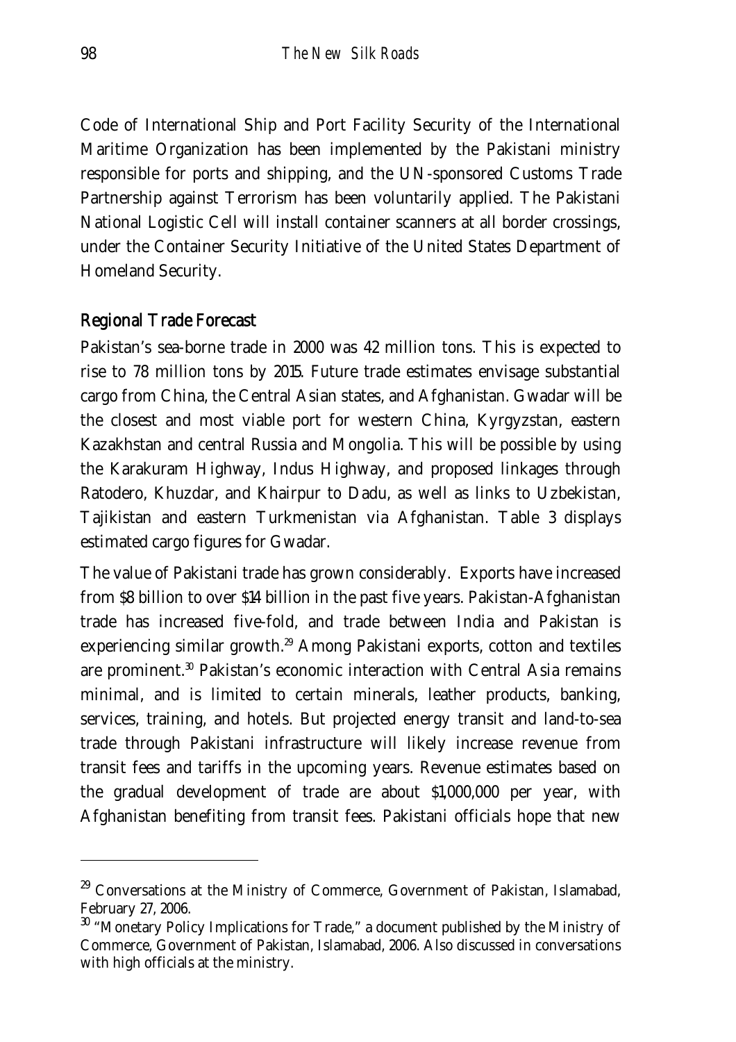Code of International Ship and Port Facility Security of the International Maritime Organization has been implemented by the Pakistani ministry responsible for ports and shipping, and the UN-sponsored Customs Trade Partnership against Terrorism has been voluntarily applied. The Pakistani National Logistic Cell will install container scanners at all border crossings, under the Container Security Initiative of the United States Department of Homeland Security.

## Regional Trade Forecast

Pakistan's sea-borne trade in 2000 was 42 million tons. This is expected to rise to 78 million tons by 2015. Future trade estimates envisage substantial cargo from China, the Central Asian states, and Afghanistan. Gwadar will be the closest and most viable port for western China, Kyrgyzstan, eastern Kazakhstan and central Russia and Mongolia. This will be possible by using the Karakuram Highway, Indus Highway, and proposed linkages through Ratodero, Khuzdar, and Khairpur to Dadu, as well as links to Uzbekistan, Tajikistan and eastern Turkmenistan via Afghanistan. Table 3 displays estimated cargo figures for Gwadar.

The value of Pakistani trade has grown considerably. Exports have increased from $8 billion to over $14 billion in the past five years. Pakistan-Afghanistan trade has increased five-fold, and trade between India and Pakistan is experiencing similar growth.[29] Among Pakistani exports, cotton and textiles are prominent.[30] Pakistan's economic interaction with Central Asia remains minimal, and is limited to certain minerals, leather products, banking, services, training, and hotels. But projected energy transit and land-to-sea trade through Pakistani infrastructure will likely increase revenue from transit fees and tariffs in the upcoming years. Revenue estimates based on the gradual development of trade are about $1,000,000 per year, with Afghanistan benefiting from transit fees. Pakistani officials hope that new

---

[29] Conversations at the Ministry of Commerce, Government of Pakistan, Islamabad, February 27, 2006.

[30] "Monetary Policy Implications for Trade," a document published by the Ministry of Commerce, Government of Pakistan, Islamabad, 2006. Also discussed in conversations with high officials at the ministry.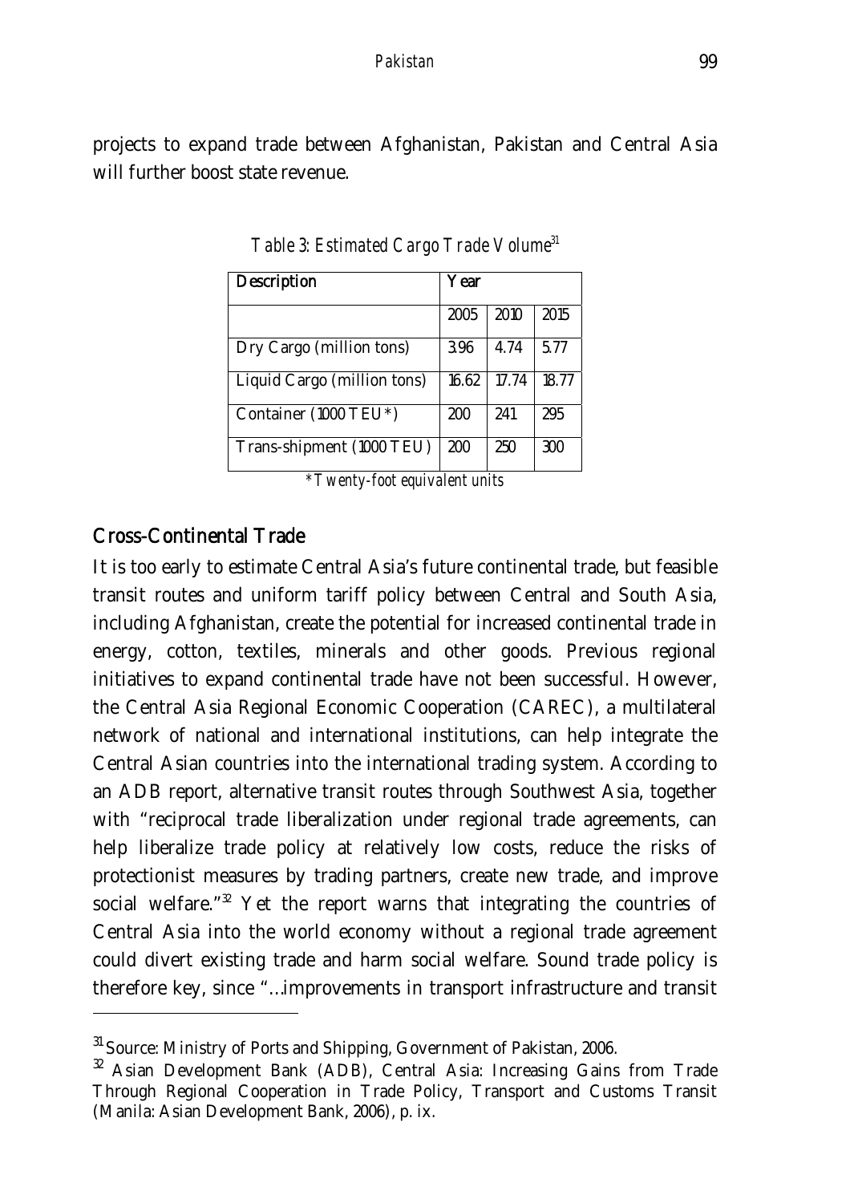projects to expand trade between Afghanistan, Pakistan and Central Asia will further boost state revenue.

*Table 3: Estimated Cargo Trade Volume*[31]

| Description | Year | | |
|---|---|---|---|
| | 2005 | 2010 | 2015 |
| Dry Cargo (million tons) | 3.96 | 4.74 | 5.77 |
| Liquid Cargo (million tons) | 16.62 | 17.74 | 18.77 |
| Container (1000 TEU*) | 200 | 241 | 295 |
| Trans-shipment (1000 TEU) | 200 | 250 | 300 |

*\*Twenty-foot equivalent units*

## Cross-Continental Trade

It is too early to estimate Central Asia's future continental trade, but feasible transit routes and uniform tariff policy between Central and South Asia, including Afghanistan, create the potential for increased continental trade in energy, cotton, textiles, minerals and other goods. Previous regional initiatives to expand continental trade have not been successful. However, the Central Asia Regional Economic Cooperation (CAREC), a multilateral network of national and international institutions, can help integrate the Central Asian countries into the international trading system. According to an ADB report, alternative transit routes through Southwest Asia, together with "reciprocal trade liberalization under regional trade agreements, can help liberalize trade policy at relatively low costs, reduce the risks of protectionist measures by trading partners, create new trade, and improve social welfare."[32] Yet the report warns that integrating the countries of Central Asia into the world economy without a regional trade agreement could divert existing trade and harm social welfare. Sound trade policy is therefore key, since "...improvements in transport infrastructure and transit

---

[31] Source: Ministry of Ports and Shipping, Government of Pakistan, 2006.

[32] Asian Development Bank (ADB), Central Asia: Increasing Gains from Trade Through Regional Cooperation in Trade Policy, Transport and Customs Transit (Manila: Asian Development Bank, 2006), p. ix.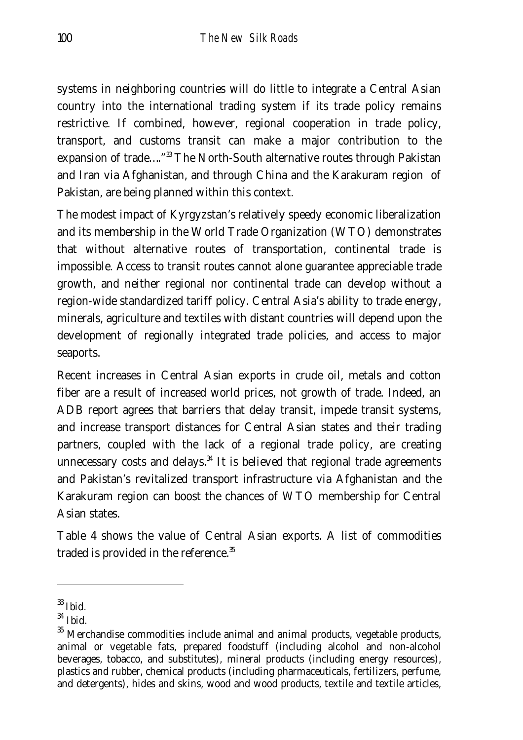systems in neighboring countries will do little to integrate a Central Asian country into the international trading system if its trade policy remains restrictive. If combined, however, regional cooperation in trade policy, transport, and customs transit can make a major contribution to the expansion of trade…."[33] The North-South alternative routes through Pakistan and Iran via Afghanistan, and through China and the Karakuram region of Pakistan, are being planned within this context.

The modest impact of Kyrgyzstan's relatively speedy economic liberalization and its membership in the World Trade Organization (WTO) demonstrates that without alternative routes of transportation, continental trade is impossible. Access to transit routes cannot alone guarantee appreciable trade growth, and neither regional nor continental trade can develop without a region-wide standardized tariff policy. Central Asia's ability to trade energy, minerals, agriculture and textiles with distant countries will depend upon the development of regionally integrated trade policies, and access to major seaports.

Recent increases in Central Asian exports in crude oil, metals and cotton fiber are a result of increased world prices, not growth of trade. Indeed, an ADB report agrees that barriers that delay transit, impede transit systems, and increase transport distances for Central Asian states and their trading partners, coupled with the lack of a regional trade policy, are creating unnecessary costs and delays.[34] It is believed that regional trade agreements and Pakistan's revitalized transport infrastructure via Afghanistan and the Karakuram region can boost the chances of WTO membership for Central Asian states.

Table 4 shows the value of Central Asian exports. A list of commodities traded is provided in the reference.[35]

---

[33] Ibid.

[34] Ibid.

[35] Merchandise commodities include animal and animal products, vegetable products, animal or vegetable fats, prepared foodstuff (including alcohol and non-alcohol beverages, tobacco, and substitutes), mineral products (including energy resources), plastics and rubber, chemical products (including pharmaceuticals, fertilizers, perfume, and detergents), hides and skins, wood and wood products, textile and textile articles,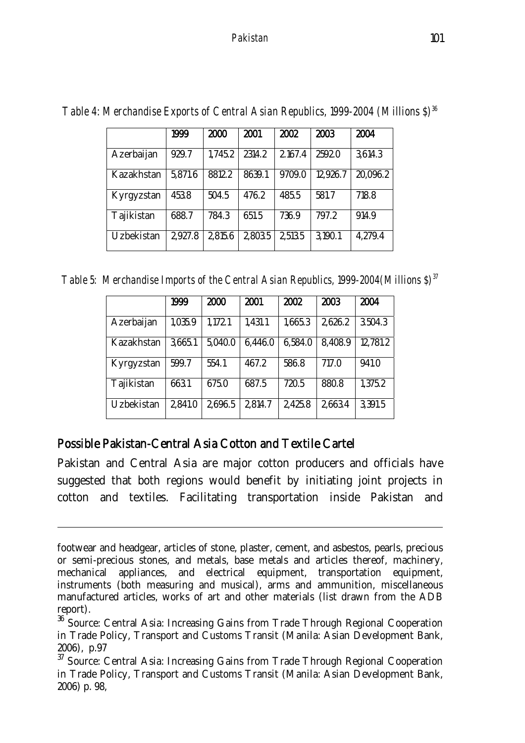*Table 4: Merchandise Exports of Central Asian Republics, 1999-2004 (Millions $)*[36]

| | 1999 | 2000 | 2001 | 2002 | 2003 | 2004 |
|---|---|---|---|---|---|---|
| Azerbaijan | 929.7 | 1,745.2 | 2314.2 | 2.167.4 | 2592.0 | 3,614.3 |
| Kazakhstan | 5,871.6 | 8812.2 | 8639.1 | 9709.0 | 12,926.7 | 20,096.2 |
| Kyrgyzstan | 453.8 | 504.5 | 476.2 | 485.5 | 581.7 | 718.8 |
| Tajikistan | 688.7 | 784.3 | 651.5 | 736.9 | 797.2 | 914.9 |
| Uzbekistan | 2,927.8 | 2,815.6 | 2,803.5 | 2,513.5 | 3,190.1 | 4,279.4 |

*Table 5: Merchandise Imports of the Central Asian Republics, 1999-2004(Millions $)*[37]

| | 1999 | 2000 | 2001 | 2002 | 2003 | 2004 |
|---|---|---|---|---|---|---|
| Azerbaijan | 1,035.9 | 1,172.1 | 1,431.1 | 1,665.3 | 2,626.2 | 3.504.3 |
| Kazakhstan | 3,665.1 | 5,040.0 | 6,446.0 | 6,584.0 | 8,408.9 | 12,781.2 |
| Kyrgyzstan | 599.7 | 554.1 | 467.2 | 586.8 | 717.0 | 941.0 |
| Tajikistan | 663.1 | 675.0 | 687.5 | 720.5 | 880.8 | 1,375.2 |
| Uzbekistan | 2,841.0 | 2,696.5 | 2,814.7 | 2,425.8 | 2,663.4 | 3,391.5 |

## Possible Pakistan-Central Asia Cotton and Textile Cartel

Pakistan and Central Asia are major cotton producers and officials have suggested that both regions would benefit by initiating joint projects in cotton and textiles. Facilitating transportation inside Pakistan and

---

footwear and headgear, articles of stone, plaster, cement, and asbestos, pearls, precious or semi-precious stones, and metals, base metals and articles thereof, machinery, mechanical appliances, and electrical equipment, transportation equipment, instruments (both measuring and musical), arms and ammunition, miscellaneous manufactured articles, works of art and other materials (list drawn from the ADB report).

[36] Source: Central Asia: Increasing Gains from Trade Through Regional Cooperation in Trade Policy, Transport and Customs Transit (Manila: Asian Development Bank, 2006), p.97

[37] Source: Central Asia: Increasing Gains from Trade Through Regional Cooperation in Trade Policy, Transport and Customs Transit (Manila: Asian Development Bank, 2006) p. 98,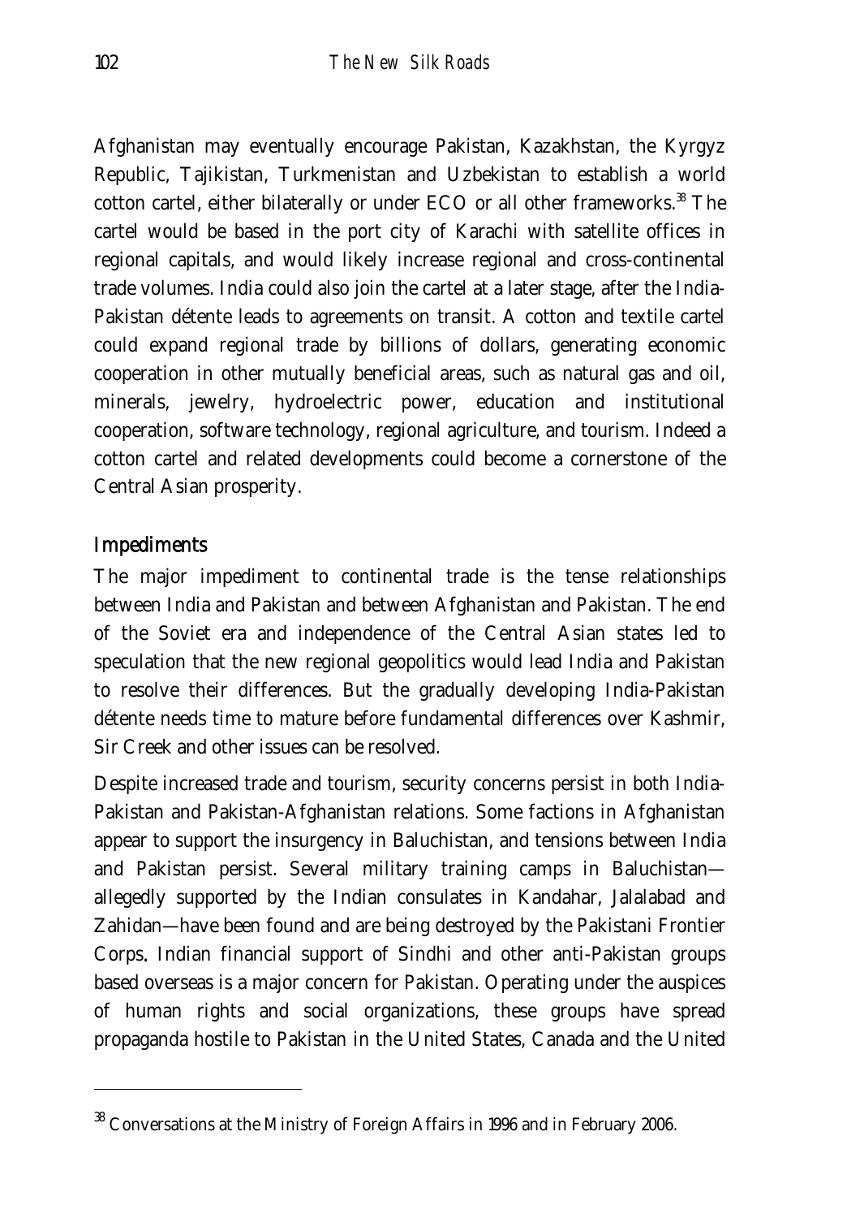Afghanistan may eventually encourage Pakistan, Kazakhstan, the Kyrgyz Republic, Tajikistan, Turkmenistan and Uzbekistan to establish a world cotton cartel, either bilaterally or under ECO or all other frameworks.[38] The cartel would be based in the port city of Karachi with satellite offices in regional capitals, and would likely increase regional and cross-continental trade volumes. India could also join the cartel at a later stage, after the India-Pakistan détente leads to agreements on transit. A cotton and textile cartel could expand regional trade by billions of dollars, generating economic cooperation in other mutually beneficial areas, such as natural gas and oil, minerals, jewelry, hydroelectric power, education and institutional cooperation, software technology, regional agriculture, and tourism. Indeed a cotton cartel and related developments could become a cornerstone of the Central Asian prosperity.

## Impediments

The major impediment to continental trade is the tense relationships between India and Pakistan and between Afghanistan and Pakistan. The end of the Soviet era and independence of the Central Asian states led to speculation that the new regional geopolitics would lead India and Pakistan to resolve their differences. But the gradually developing India-Pakistan détente needs time to mature before fundamental differences over Kashmir, Sir Creek and other issues can be resolved.

Despite increased trade and tourism, security concerns persist in both India-Pakistan and Pakistan-Afghanistan relations. Some factions in Afghanistan appear to support the insurgency in Baluchistan, and tensions between India and Pakistan persist. Several military training camps in Baluchistan—allegedly supported by the Indian consulates in Kandahar, Jalalabad and Zahidan—have been found and are being destroyed by the Pakistani Frontier Corps. Indian financial support of Sindhi and other anti-Pakistan groups based overseas is a major concern for Pakistan. Operating under the auspices of human rights and social organizations, these groups have spread propaganda hostile to Pakistan in the United States, Canada and the United

[38] Conversations at the Ministry of Foreign Affairs in 1996 and in February 2006.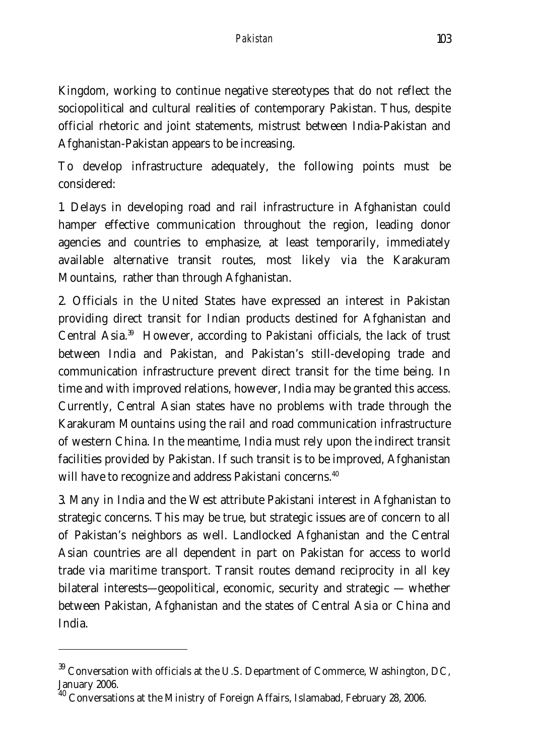Kingdom, working to continue negative stereotypes that do not reflect the sociopolitical and cultural realities of contemporary Pakistan. Thus, despite official rhetoric and joint statements, mistrust between India-Pakistan and Afghanistan-Pakistan appears to be increasing.

To develop infrastructure adequately, the following points must be considered:

1. Delays in developing road and rail infrastructure in Afghanistan could hamper effective communication throughout the region, leading donor agencies and countries to emphasize, at least temporarily, immediately available alternative transit routes, most likely via the Karakuram Mountains, rather than through Afghanistan.

2. Officials in the United States have expressed an interest in Pakistan providing direct transit for Indian products destined for Afghanistan and Central Asia.[39] However, according to Pakistani officials, the lack of trust between India and Pakistan, and Pakistan's still-developing trade and communication infrastructure prevent direct transit for the time being. In time and with improved relations, however, India may be granted this access. Currently, Central Asian states have no problems with trade through the Karakuram Mountains using the rail and road communication infrastructure of western China. In the meantime, India must rely upon the indirect transit facilities provided by Pakistan. If such transit is to be improved, Afghanistan will have to recognize and address Pakistani concerns.[40]

3. Many in India and the West attribute Pakistani interest in Afghanistan to strategic concerns. This may be true, but strategic issues are of concern to all of Pakistan's neighbors as well. Landlocked Afghanistan and the Central Asian countries are all dependent in part on Pakistan for access to world trade via maritime transport. Transit routes demand reciprocity in all key bilateral interests—geopolitical, economic, security and strategic — whether between Pakistan, Afghanistan and the states of Central Asia or China and India.

---

[39] Conversation with officials at the U.S. Department of Commerce, Washington, DC, January 2006.

[40] Conversations at the Ministry of Foreign Affairs, Islamabad, February 28, 2006.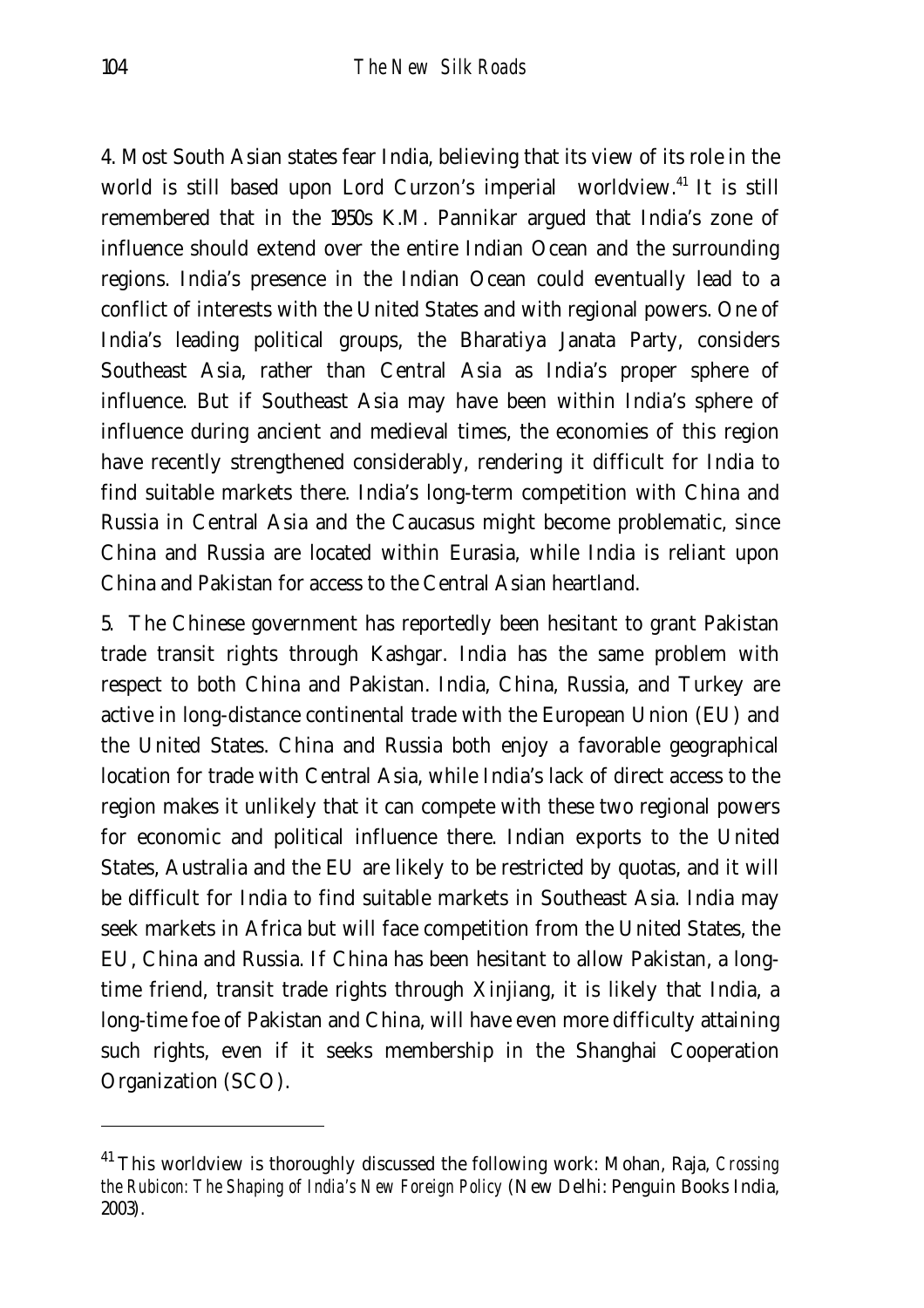4. Most South Asian states fear India, believing that its view of its role in the world is still based upon Lord Curzon's imperial worldview.[41] It is still remembered that in the 1950s K.M. Pannikar argued that India's zone of influence should extend over the entire Indian Ocean and the surrounding regions. India's presence in the Indian Ocean could eventually lead to a conflict of interests with the United States and with regional powers. One of India's leading political groups, the Bharatiya Janata Party, considers Southeast Asia, rather than Central Asia as India's proper sphere of influence. But if Southeast Asia may have been within India's sphere of influence during ancient and medieval times, the economies of this region have recently strengthened considerably, rendering it difficult for India to find suitable markets there. India's long-term competition with China and Russia in Central Asia and the Caucasus might become problematic, since China and Russia are located within Eurasia, while India is reliant upon China and Pakistan for access to the Central Asian heartland.

5. The Chinese government has reportedly been hesitant to grant Pakistan trade transit rights through Kashgar. India has the same problem with respect to both China and Pakistan. India, China, Russia, and Turkey are active in long-distance continental trade with the European Union (EU) and the United States. China and Russia both enjoy a favorable geographical location for trade with Central Asia, while India's lack of direct access to the region makes it unlikely that it can compete with these two regional powers for economic and political influence there. Indian exports to the United States, Australia and the EU are likely to be restricted by quotas, and it will be difficult for India to find suitable markets in Southeast Asia. India may seek markets in Africa but will face competition from the United States, the EU, China and Russia. If China has been hesitant to allow Pakistan, a long-time friend, transit trade rights through Xinjiang, it is likely that India, a long-time foe of Pakistan and China, will have even more difficulty attaining such rights, even if it seeks membership in the Shanghai Cooperation Organization (SCO).

---

[41] This worldview is thoroughly discussed the following work: Mohan, Raja, *Crossing the Rubicon: The Shaping of India's New Foreign Policy* (New Delhi: Penguin Books India, 2003).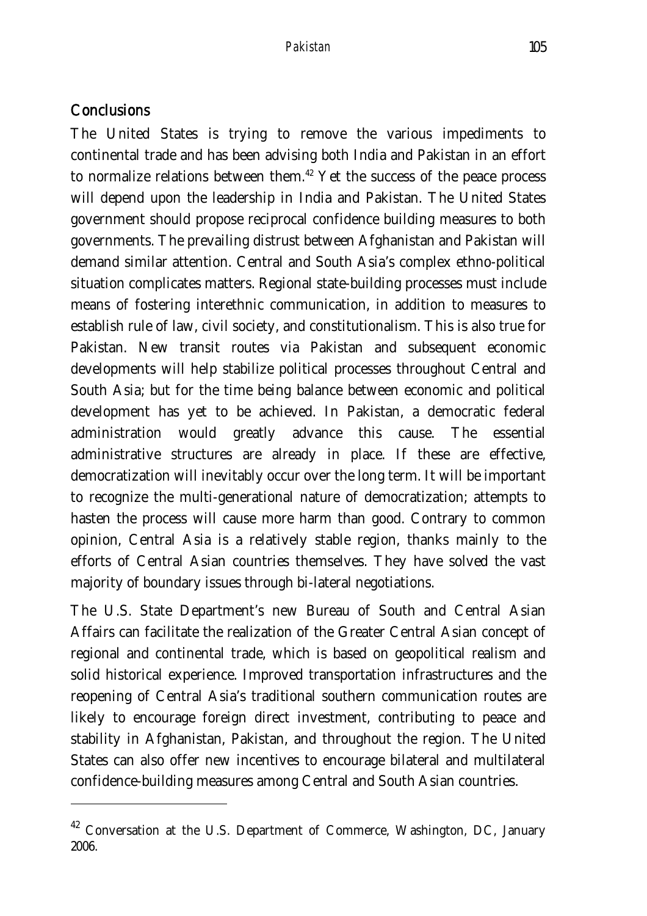## Conclusions

The United States is trying to remove the various impediments to continental trade and has been advising both India and Pakistan in an effort to normalize relations between them.[42] Yet the success of the peace process will depend upon the leadership in India and Pakistan. The United States government should propose reciprocal confidence building measures to both governments. The prevailing distrust between Afghanistan and Pakistan will demand similar attention. Central and South Asia's complex ethno-political situation complicates matters. Regional state-building processes must include means of fostering interethnic communication, in addition to measures to establish rule of law, civil society, and constitutionalism. This is also true for Pakistan. New transit routes via Pakistan and subsequent economic developments will help stabilize political processes throughout Central and South Asia; but for the time being balance between economic and political development has yet to be achieved. In Pakistan, a democratic federal administration would greatly advance this cause. The essential administrative structures are already in place. If these are effective, democratization will inevitably occur over the long term. It will be important to recognize the multi-generational nature of democratization; attempts to hasten the process will cause more harm than good. Contrary to common opinion, Central Asia is a relatively stable region, thanks mainly to the efforts of Central Asian countries themselves. They have solved the vast majority of boundary issues through bi-lateral negotiations.

The U.S. State Department's new Bureau of South and Central Asian Affairs can facilitate the realization of the Greater Central Asian concept of regional and continental trade, which is based on geopolitical realism and solid historical experience. Improved transportation infrastructures and the reopening of Central Asia's traditional southern communication routes are likely to encourage foreign direct investment, contributing to peace and stability in Afghanistan, Pakistan, and throughout the region. The United States can also offer new incentives to encourage bilateral and multilateral confidence-building measures among Central and South Asian countries.

---

[42] Conversation at the U.S. Department of Commerce, Washington, DC, January 2006.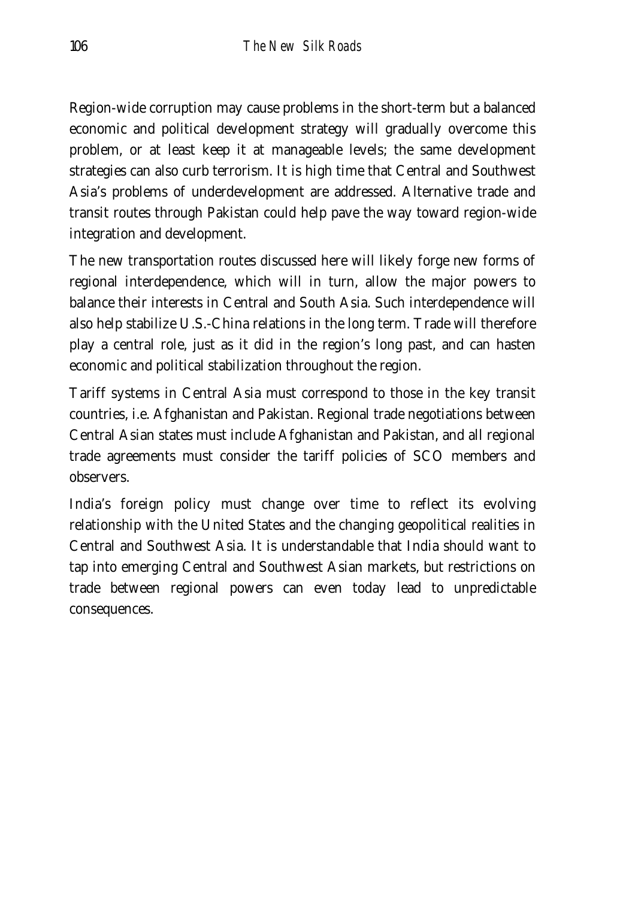Region-wide corruption may cause problems in the short-term but a balanced economic and political development strategy will gradually overcome this problem, or at least keep it at manageable levels; the same development strategies can also curb terrorism. It is high time that Central and Southwest Asia's problems of underdevelopment are addressed. Alternative trade and transit routes through Pakistan could help pave the way toward region-wide integration and development.

The new transportation routes discussed here will likely forge new forms of regional interdependence, which will in turn, allow the major powers to balance their interests in Central and South Asia. Such interdependence will also help stabilize U.S.-China relations in the long term. Trade will therefore play a central role, just as it did in the region's long past, and can hasten economic and political stabilization throughout the region.

Tariff systems in Central Asia must correspond to those in the key transit countries, i.e. Afghanistan and Pakistan. Regional trade negotiations between Central Asian states must include Afghanistan and Pakistan, and all regional trade agreements must consider the tariff policies of SCO members and observers.

India's foreign policy must change over time to reflect its evolving relationship with the United States and the changing geopolitical realities in Central and Southwest Asia. It is understandable that India should want to tap into emerging Central and Southwest Asian markets, but restrictions on trade between regional powers can even today lead to unpredictable consequences.